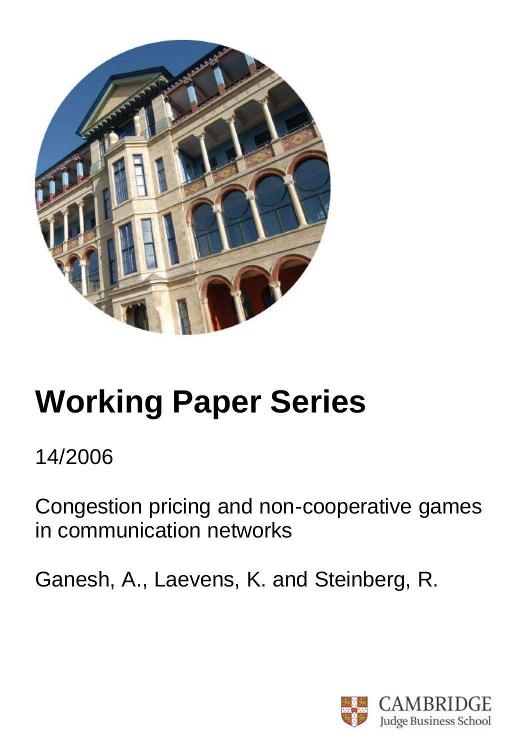# Working Paper Series

14/2006

Congestion pricing and non-cooperative games in communication networks

Ganesh, A., Laevens, K. and Steinberg, R.

CAMBRIDGE
Judge Business School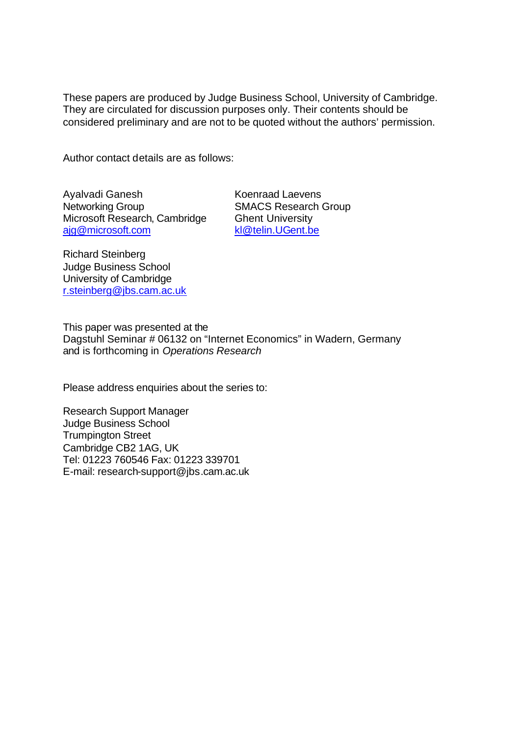These papers are produced by Judge Business School, University of Cambridge. They are circulated for discussion purposes only. Their contents should be considered preliminary and are not to be quoted without the authors' permission.

Author contact details are as follows:

Ayalvadi Ganesh
Networking Group
Microsoft Research, Cambridge
ajg@microsoft.com

Koenraad Laevens
SMACS Research Group
Ghent University
kl@telin.UGent.be

Richard Steinberg
Judge Business School
University of Cambridge
r.steinberg@jbs.cam.ac.uk

This paper was presented at the
Dagstuhl Seminar # 06132 on "Internet Economics" in Wadern, Germany
and is forthcoming in *Operations Research*

Please address enquiries about the series to:

Research Support Manager
Judge Business School
Trumpington Street
Cambridge CB2 1AG, UK
Tel: 01223 760546 Fax: 01223 339701
E-mail: research-support@jbs.cam.ac.uk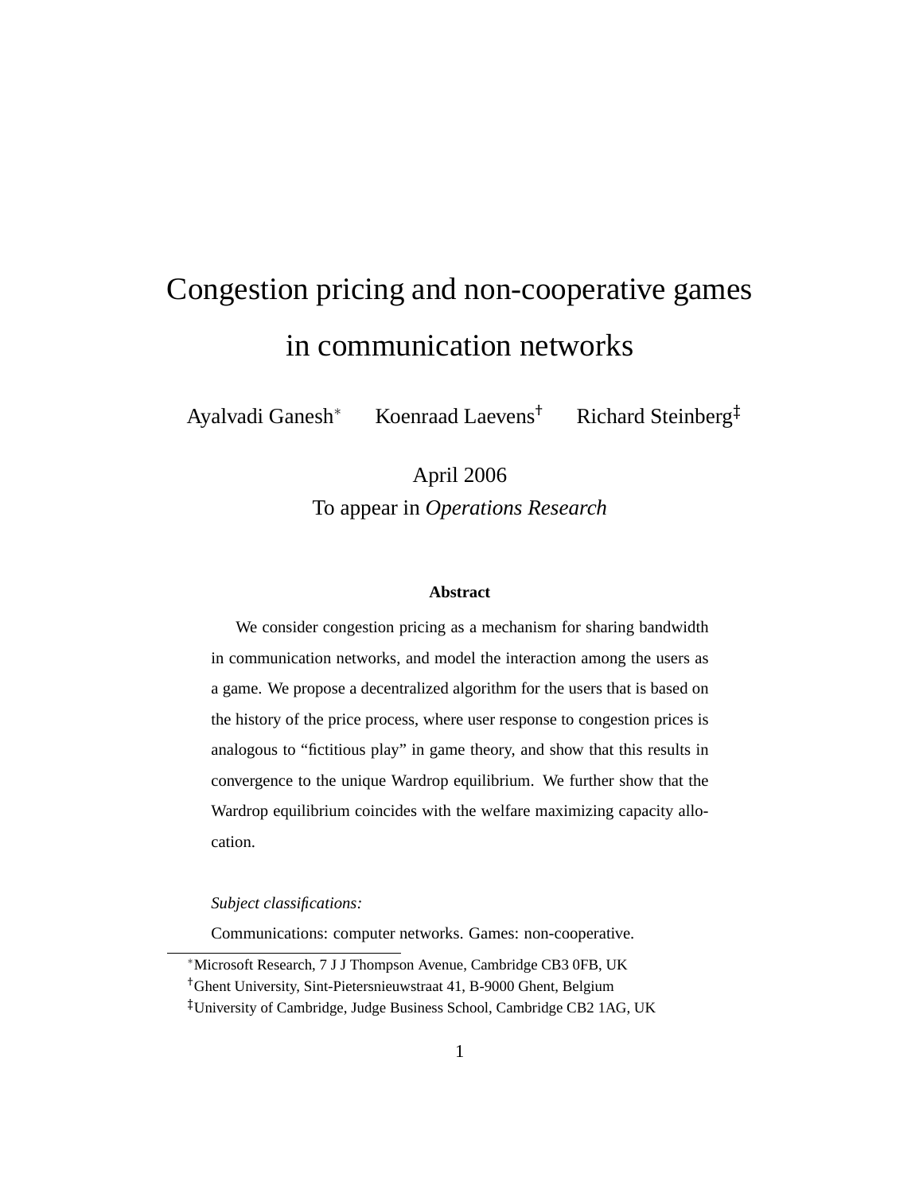# Congestion pricing and non-cooperative games in communication networks

Ayalvadi Ganesh[*] Koenraad Laevens[†] Richard Steinberg[‡]

April 2006

To appear in *Operations Research*

**Abstract**

We consider congestion pricing as a mechanism for sharing bandwidth in communication networks, and model the interaction among the users as a game. We propose a decentralized algorithm for the users that is based on the history of the price process, where user response to congestion prices is analogous to "fictitious play" in game theory, and show that this results in convergence to the unique Wardrop equilibrium. We further show that the Wardrop equilibrium coincides with the welfare maximizing capacity allocation.

*Subject classifications:*

Communications: computer networks. Games: non-cooperative.

[*] Microsoft Research, 7 J J Thompson Avenue, Cambridge CB3 0FB, UK

[†] Ghent University, Sint-Pietersnieuwstraat 41, B-9000 Ghent, Belgium

[‡] University of Cambridge, Judge Business School, Cambridge CB2 1AG, UK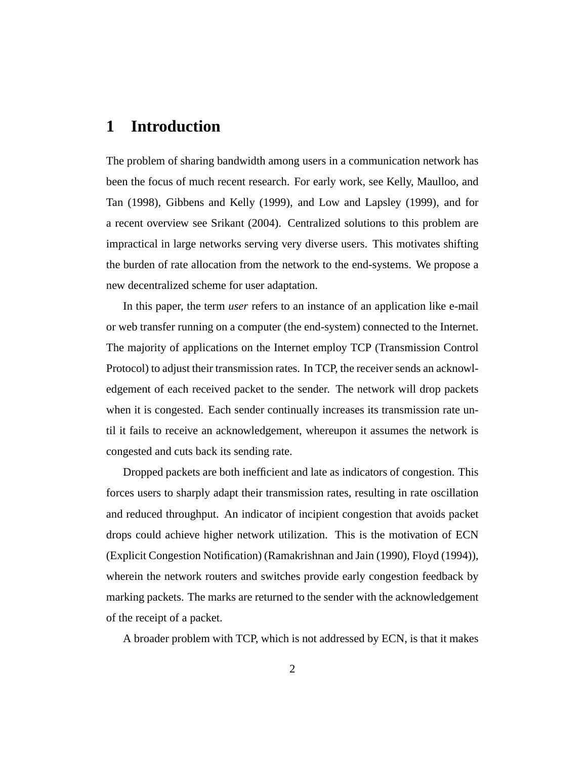# 1 Introduction

The problem of sharing bandwidth among users in a communication network has been the focus of much recent research. For early work, see Kelly, Maulloo, and Tan (1998), Gibbens and Kelly (1999), and Low and Lapsley (1999), and for a recent overview see Srikant (2004). Centralized solutions to this problem are impractical in large networks serving very diverse users. This motivates shifting the burden of rate allocation from the network to the end-systems. We propose a new decentralized scheme for user adaptation.

In this paper, the term *user* refers to an instance of an application like e-mail or web transfer running on a computer (the end-system) connected to the Internet. The majority of applications on the Internet employ TCP (Transmission Control Protocol) to adjust their transmission rates. In TCP, the receiver sends an acknowledgement of each received packet to the sender. The network will drop packets when it is congested. Each sender continually increases its transmission rate until it fails to receive an acknowledgement, whereupon it assumes the network is congested and cuts back its sending rate.

Dropped packets are both inefficient and late as indicators of congestion. This forces users to sharply adapt their transmission rates, resulting in rate oscillation and reduced throughput. An indicator of incipient congestion that avoids packet drops could achieve higher network utilization. This is the motivation of ECN (Explicit Congestion Notification) (Ramakrishnan and Jain (1990), Floyd (1994)), wherein the network routers and switches provide early congestion feedback by marking packets. The marks are returned to the sender with the acknowledgement of the receipt of a packet.

A broader problem with TCP, which is not addressed by ECN, is that it makes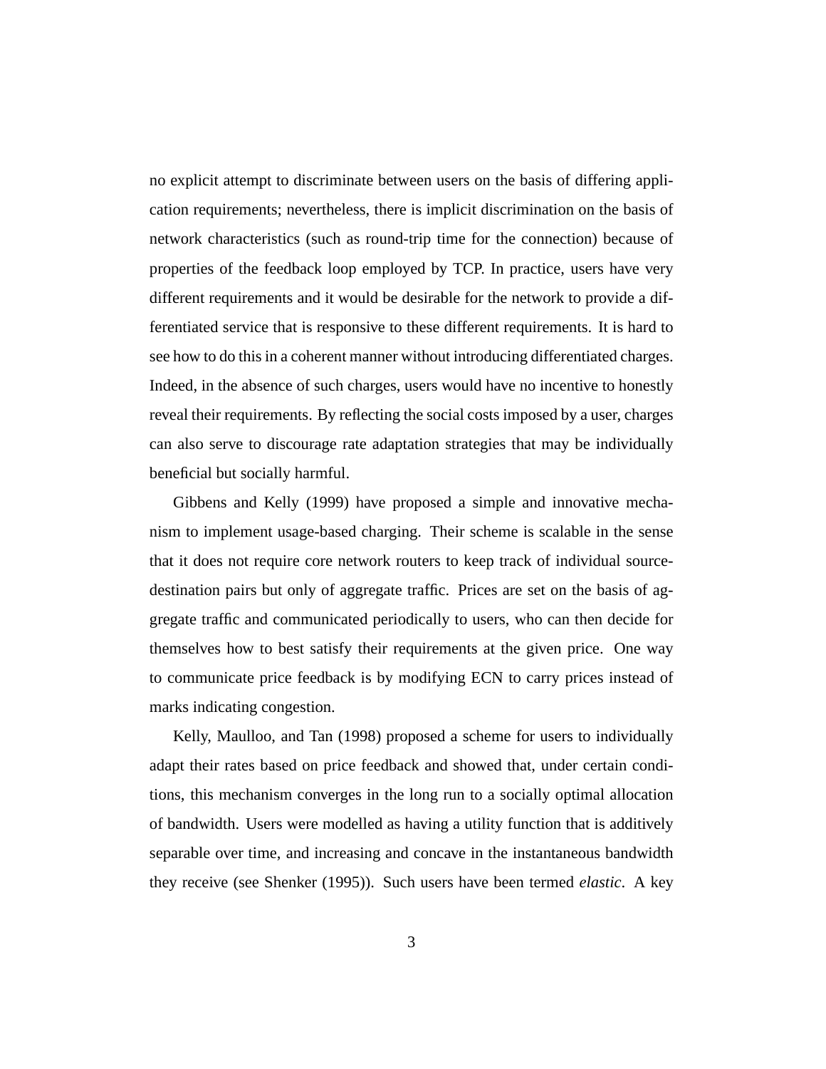no explicit attempt to discriminate between users on the basis of differing application requirements; nevertheless, there is implicit discrimination on the basis of network characteristics (such as round-trip time for the connection) because of properties of the feedback loop employed by TCP. In practice, users have very different requirements and it would be desirable for the network to provide a differentiated service that is responsive to these different requirements. It is hard to see how to do this in a coherent manner without introducing differentiated charges. Indeed, in the absence of such charges, users would have no incentive to honestly reveal their requirements. By reflecting the social costs imposed by a user, charges can also serve to discourage rate adaptation strategies that may be individually beneficial but socially harmful.

Gibbens and Kelly (1999) have proposed a simple and innovative mechanism to implement usage-based charging. Their scheme is scalable in the sense that it does not require core network routers to keep track of individual source-destination pairs but only of aggregate traffic. Prices are set on the basis of aggregate traffic and communicated periodically to users, who can then decide for themselves how to best satisfy their requirements at the given price. One way to communicate price feedback is by modifying ECN to carry prices instead of marks indicating congestion.

Kelly, Maulloo, and Tan (1998) proposed a scheme for users to individually adapt their rates based on price feedback and showed that, under certain conditions, this mechanism converges in the long run to a socially optimal allocation of bandwidth. Users were modelled as having a utility function that is additively separable over time, and increasing and concave in the instantaneous bandwidth they receive (see Shenker (1995)). Such users have been termed *elastic*. A key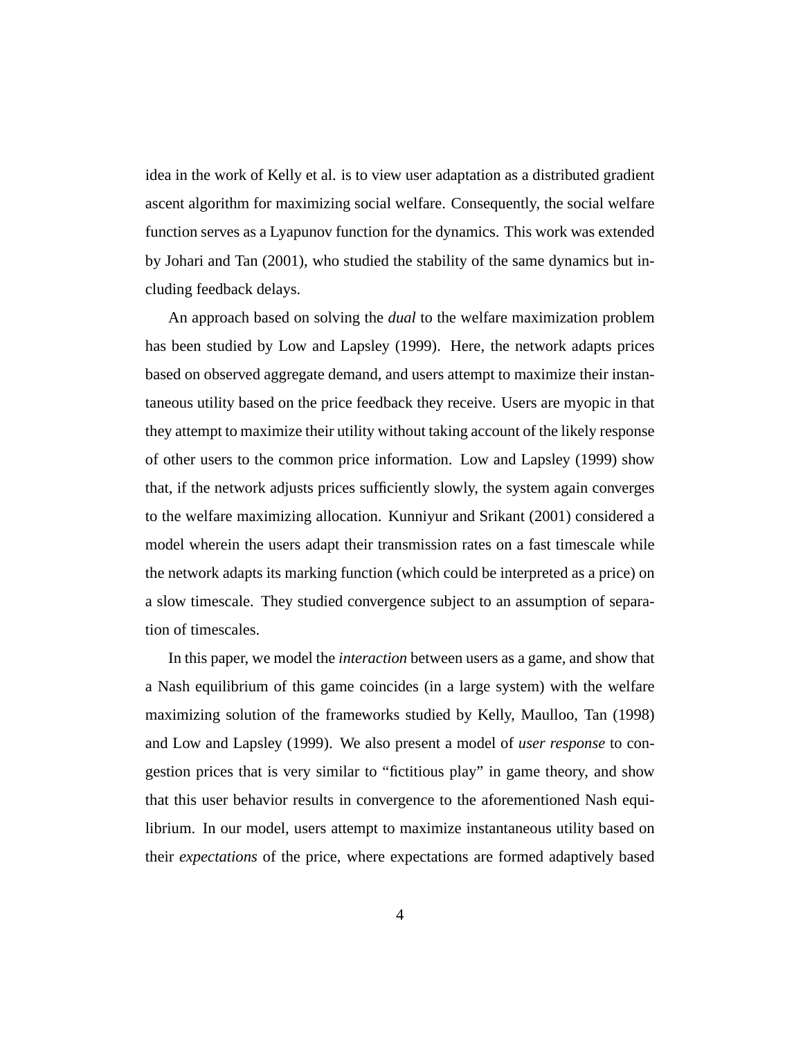idea in the work of Kelly et al. is to view user adaptation as a distributed gradient ascent algorithm for maximizing social welfare. Consequently, the social welfare function serves as a Lyapunov function for the dynamics. This work was extended by Johari and Tan (2001), who studied the stability of the same dynamics but including feedback delays.

An approach based on solving the *dual* to the welfare maximization problem has been studied by Low and Lapsley (1999). Here, the network adapts prices based on observed aggregate demand, and users attempt to maximize their instantaneous utility based on the price feedback they receive. Users are myopic in that they attempt to maximize their utility without taking account of the likely response of other users to the common price information. Low and Lapsley (1999) show that, if the network adjusts prices sufficiently slowly, the system again converges to the welfare maximizing allocation. Kunniyur and Srikant (2001) considered a model wherein the users adapt their transmission rates on a fast timescale while the network adapts its marking function (which could be interpreted as a price) on a slow timescale. They studied convergence subject to an assumption of separation of timescales.

In this paper, we model the *interaction* between users as a game, and show that a Nash equilibrium of this game coincides (in a large system) with the welfare maximizing solution of the frameworks studied by Kelly, Maulloo, Tan (1998) and Low and Lapsley (1999). We also present a model of *user response* to congestion prices that is very similar to "fictitious play" in game theory, and show that this user behavior results in convergence to the aforementioned Nash equilibrium. In our model, users attempt to maximize instantaneous utility based on their *expectations* of the price, where expectations are formed adaptively based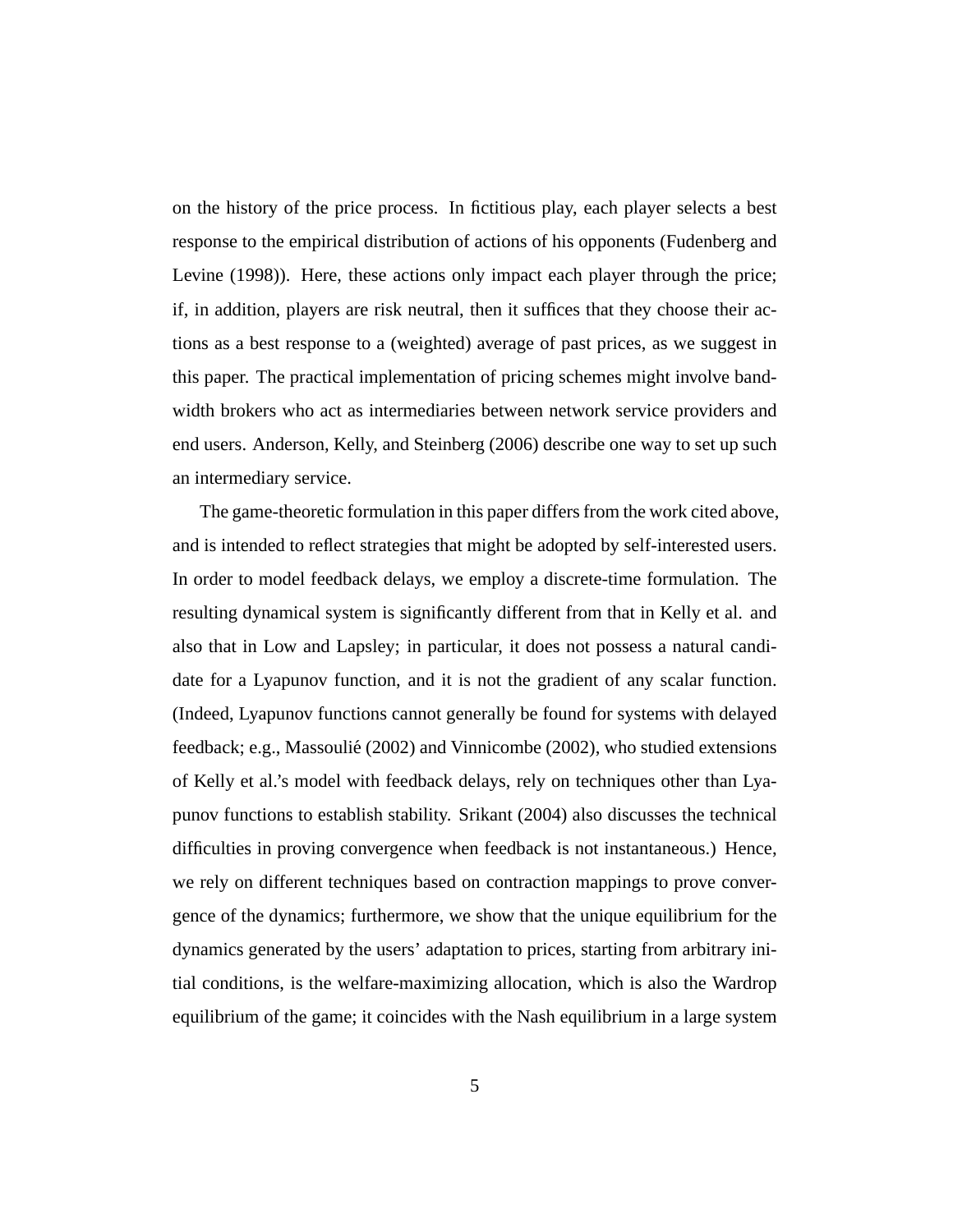on the history of the price process. In fictitious play, each player selects a best response to the empirical distribution of actions of his opponents (Fudenberg and Levine (1998)). Here, these actions only impact each player through the price; if, in addition, players are risk neutral, then it suffices that they choose their actions as a best response to a (weighted) average of past prices, as we suggest in this paper. The practical implementation of pricing schemes might involve bandwidth brokers who act as intermediaries between network service providers and end users. Anderson, Kelly, and Steinberg (2006) describe one way to set up such an intermediary service.

The game-theoretic formulation in this paper differs from the work cited above, and is intended to reflect strategies that might be adopted by self-interested users. In order to model feedback delays, we employ a discrete-time formulation. The resulting dynamical system is significantly different from that in Kelly et al. and also that in Low and Lapsley; in particular, it does not possess a natural candidate for a Lyapunov function, and it is not the gradient of any scalar function. (Indeed, Lyapunov functions cannot generally be found for systems with delayed feedback; e.g., Massoulié (2002) and Vinnicombe (2002), who studied extensions of Kelly et al.'s model with feedback delays, rely on techniques other than Lyapunov functions to establish stability. Srikant (2004) also discusses the technical difficulties in proving convergence when feedback is not instantaneous.) Hence, we rely on different techniques based on contraction mappings to prove convergence of the dynamics; furthermore, we show that the unique equilibrium for the dynamics generated by the users' adaptation to prices, starting from arbitrary initial conditions, is the welfare-maximizing allocation, which is also the Wardrop equilibrium of the game; it coincides with the Nash equilibrium in a large system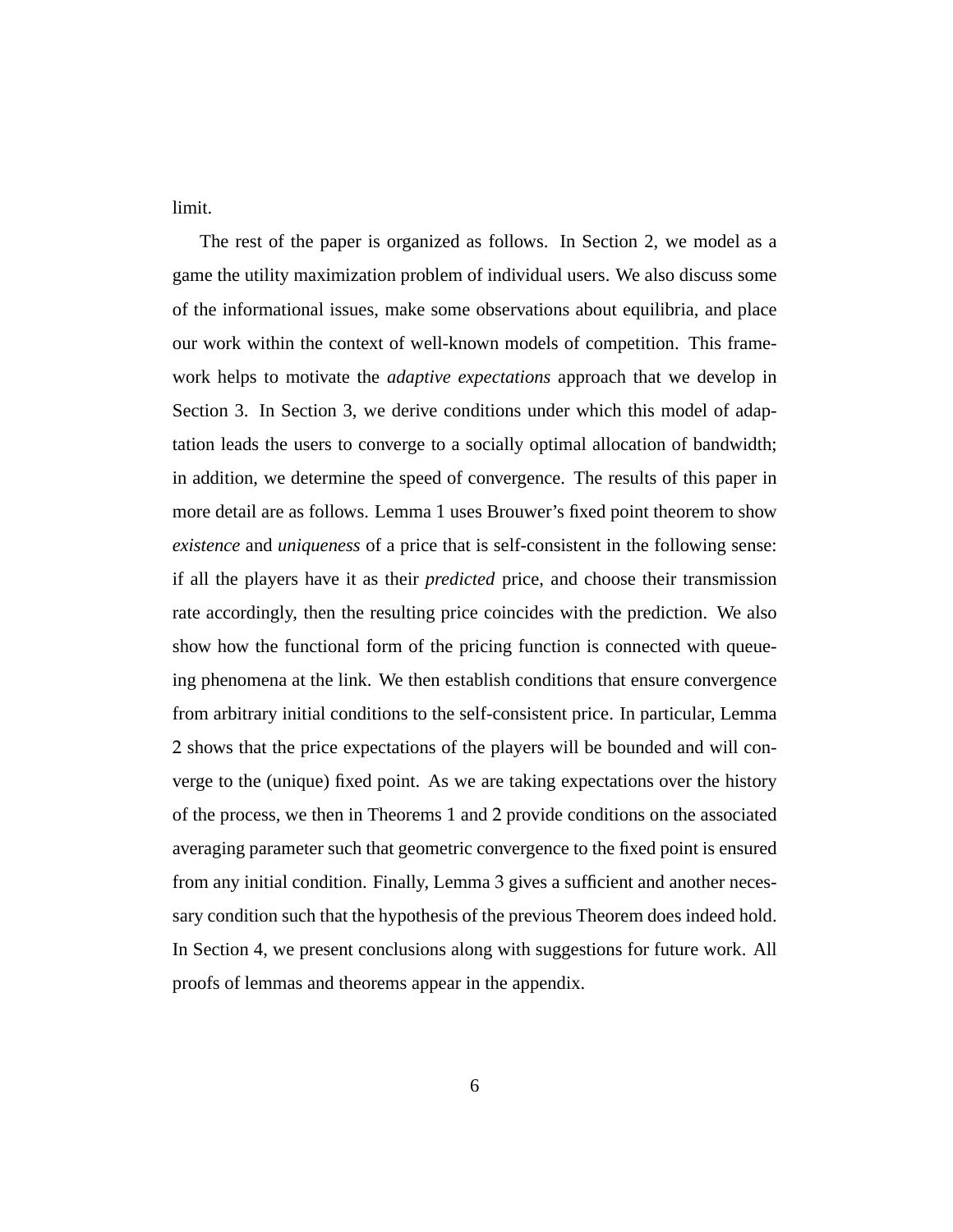limit.

The rest of the paper is organized as follows. In Section 2, we model as a game the utility maximization problem of individual users. We also discuss some of the informational issues, make some observations about equilibria, and place our work within the context of well-known models of competition. This framework helps to motivate the *adaptive expectations* approach that we develop in Section 3. In Section 3, we derive conditions under which this model of adaptation leads the users to converge to a socially optimal allocation of bandwidth; in addition, we determine the speed of convergence. The results of this paper in more detail are as follows. Lemma 1 uses Brouwer's fixed point theorem to show *existence* and *uniqueness* of a price that is self-consistent in the following sense: if all the players have it as their *predicted* price, and choose their transmission rate accordingly, then the resulting price coincides with the prediction. We also show how the functional form of the pricing function is connected with queueing phenomena at the link. We then establish conditions that ensure convergence from arbitrary initial conditions to the self-consistent price. In particular, Lemma 2 shows that the price expectations of the players will be bounded and will converge to the (unique) fixed point. As we are taking expectations over the history of the process, we then in Theorems 1 and 2 provide conditions on the associated averaging parameter such that geometric convergence to the fixed point is ensured from any initial condition. Finally, Lemma 3 gives a sufficient and another necessary condition such that the hypothesis of the previous Theorem does indeed hold. In Section 4, we present conclusions along with suggestions for future work. All proofs of lemmas and theorems appear in the appendix.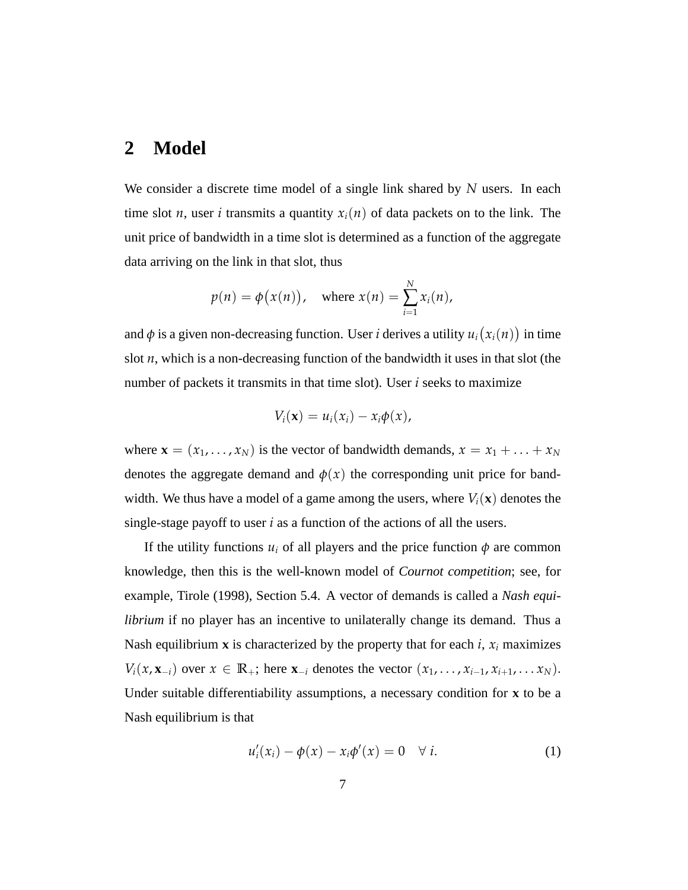## 2 Model

We consider a discrete time model of a single link shared by $N$ users. In each time slot $n$, user $i$ transmits a quantity $x_i(n)$ of data packets on to the link. The unit price of bandwidth in a time slot is determined as a function of the aggregate data arriving on the link in that slot, thus

$$p(n) = \phi\big(x(n)\big), \quad \text{where } x(n) = \sum_{i=1}^{N} x_i(n),$$

and $\phi$ is a given non-decreasing function. User $i$ derives a utility $u_i\big(x_i(n)\big)$ in time slot $n$, which is a non-decreasing function of the bandwidth it uses in that slot (the number of packets it transmits in that time slot). User $i$ seeks to maximize

$$V_i(\mathbf{x}) = u_i(x_i) - x_i\phi(x),$$

where $\mathbf{x} = (x_1, \ldots, x_N)$ is the vector of bandwidth demands, $x = x_1 + \ldots + x_N$ denotes the aggregate demand and $\phi(x)$ the corresponding unit price for bandwidth. We thus have a model of a game among the users, where $V_i(\mathbf{x})$ denotes the single-stage payoff to user $i$ as a function of the actions of all the users.

If the utility functions $u_i$ of all players and the price function $\phi$ are common knowledge, then this is the well-known model of *Cournot competition*; see, for example, Tirole (1998), Section 5.4. A vector of demands is called a *Nash equilibrium* if no player has an incentive to unilaterally change its demand. Thus a Nash equilibrium $\mathbf{x}$ is characterized by the property that for each $i$, $x_i$ maximizes $V_i(x, \mathbf{x}_{-i})$ over $x \in \mathbb{R}_+$; here $\mathbf{x}_{-i}$ denotes the vector $(x_1, \ldots, x_{i-1}, x_{i+1}, \ldots x_N)$. Under suitable differentiability assumptions, a necessary condition for $\mathbf{x}$ to be a Nash equilibrium is that

$$u_i'(x_i) - \phi(x) - x_i\phi'(x) = 0 \quad \forall\, i. \tag{1}$$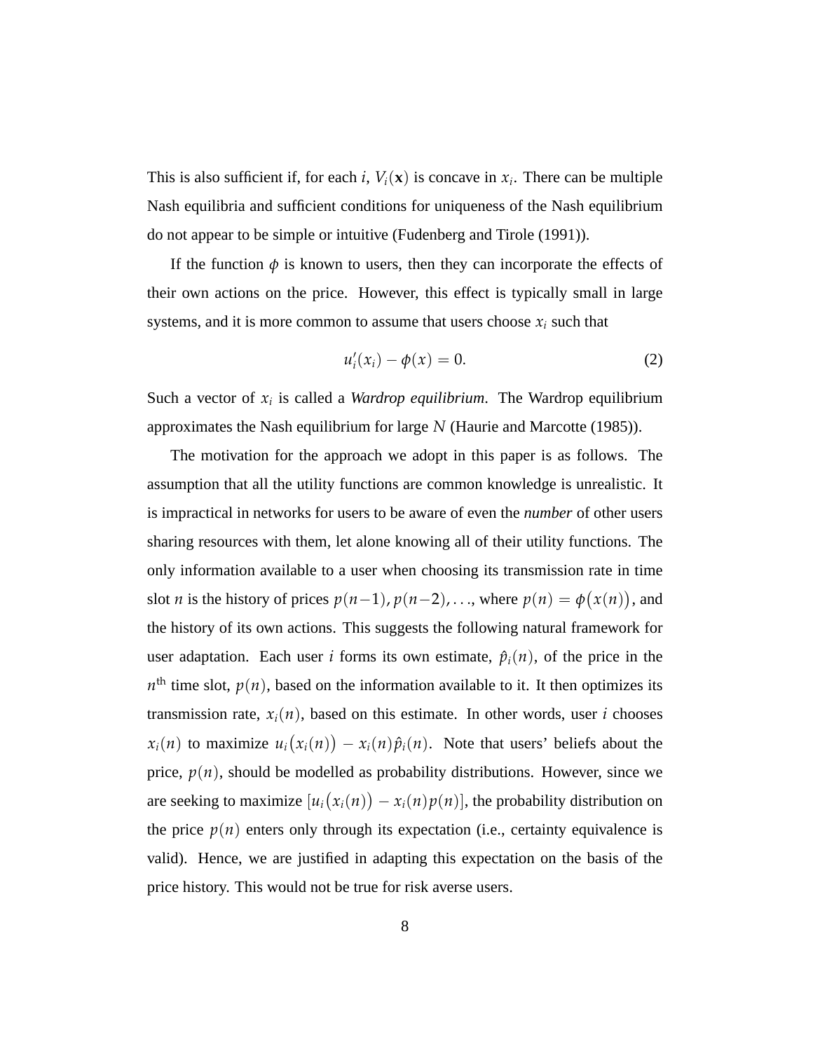This is also sufficient if, for each $i$, $V_i(\mathbf{x})$ is concave in $x_i$. There can be multiple Nash equilibria and sufficient conditions for uniqueness of the Nash equilibrium do not appear to be simple or intuitive (Fudenberg and Tirole (1991)).

If the function $\phi$ is known to users, then they can incorporate the effects of their own actions on the price. However, this effect is typically small in large systems, and it is more common to assume that users choose $x_i$ such that

$$u_i'(x_i) - \phi(x) = 0. \tag{2}$$

Such a vector of $x_i$ is called a *Wardrop equilibrium*. The Wardrop equilibrium approximates the Nash equilibrium for large $N$ (Haurie and Marcotte (1985)).

The motivation for the approach we adopt in this paper is as follows. The assumption that all the utility functions are common knowledge is unrealistic. It is impractical in networks for users to be aware of even the *number* of other users sharing resources with them, let alone knowing all of their utility functions. The only information available to a user when choosing its transmission rate in time slot $n$ is the history of prices $p(n-1), p(n-2), \ldots$, where $p(n) = \phi\big(x(n)\big)$, and the history of its own actions. This suggests the following natural framework for user adaptation. Each user $i$ forms its own estimate, $\hat{p}_i(n)$, of the price in the $n^{\text{th}}$ time slot, $p(n)$, based on the information available to it. It then optimizes its transmission rate, $x_i(n)$, based on this estimate. In other words, user $i$ chooses $x_i(n)$ to maximize $u_i\big(x_i(n)\big) - x_i(n)\hat{p}_i(n)$. Note that users' beliefs about the price, $p(n)$, should be modelled as probability distributions. However, since we are seeking to maximize $[u_i\big(x_i(n)\big) - x_i(n)p(n)]$, the probability distribution on the price $p(n)$ enters only through its expectation (i.e., certainty equivalence is valid). Hence, we are justified in adapting this expectation on the basis of the price history. This would not be true for risk averse users.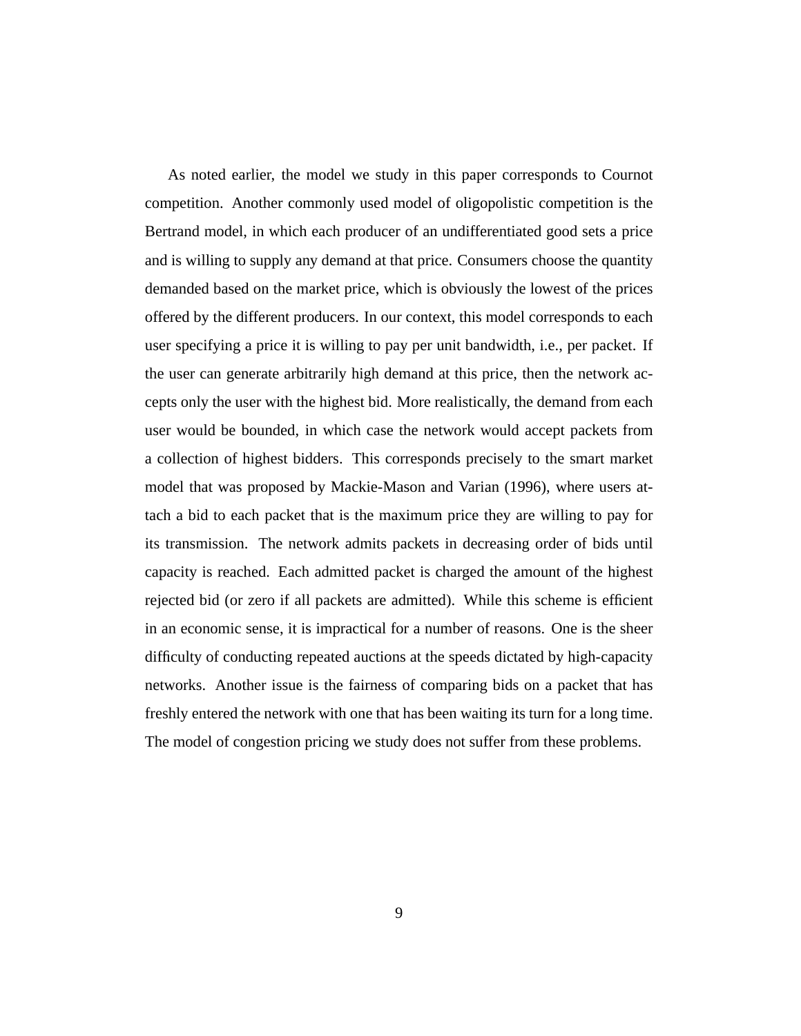As noted earlier, the model we study in this paper corresponds to Cournot competition. Another commonly used model of oligopolistic competition is the Bertrand model, in which each producer of an undifferentiated good sets a price and is willing to supply any demand at that price. Consumers choose the quantity demanded based on the market price, which is obviously the lowest of the prices offered by the different producers. In our context, this model corresponds to each user specifying a price it is willing to pay per unit bandwidth, i.e., per packet. If the user can generate arbitrarily high demand at this price, then the network accepts only the user with the highest bid. More realistically, the demand from each user would be bounded, in which case the network would accept packets from a collection of highest bidders. This corresponds precisely to the smart market model that was proposed by Mackie-Mason and Varian (1996), where users attach a bid to each packet that is the maximum price they are willing to pay for its transmission. The network admits packets in decreasing order of bids until capacity is reached. Each admitted packet is charged the amount of the highest rejected bid (or zero if all packets are admitted). While this scheme is efficient in an economic sense, it is impractical for a number of reasons. One is the sheer difficulty of conducting repeated auctions at the speeds dictated by high-capacity networks. Another issue is the fairness of comparing bids on a packet that has freshly entered the network with one that has been waiting its turn for a long time. The model of congestion pricing we study does not suffer from these problems.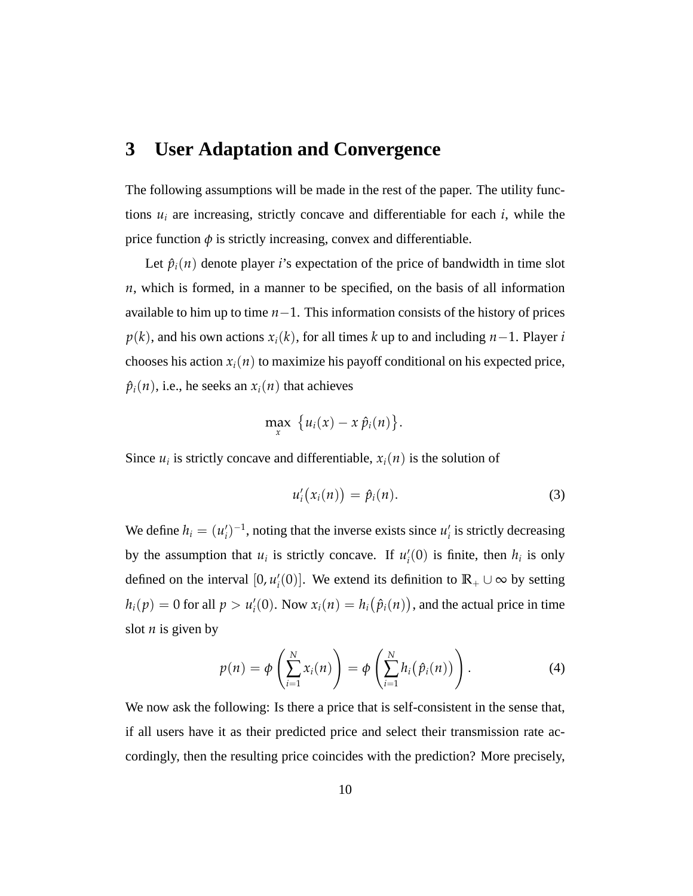## 3 User Adaptation and Convergence

The following assumptions will be made in the rest of the paper. The utility functions $u_i$ are increasing, strictly concave and differentiable for each $i$, while the price function $\phi$ is strictly increasing, convex and differentiable.

Let $\hat{p}_i(n)$ denote player $i$'s expectation of the price of bandwidth in time slot $n$, which is formed, in a manner to be specified, on the basis of all information available to him up to time $n-1$. This information consists of the history of prices $p(k)$, and his own actions $x_i(k)$, for all times $k$ up to and including $n-1$. Player $i$ chooses his action $x_i(n)$ to maximize his payoff conditional on his expected price, $\hat{p}_i(n)$, i.e., he seeks an $x_i(n)$ that achieves

$$\max_x \; \{u_i(x) - x\, \hat{p}_i(n)\}.$$

Since $u_i$ is strictly concave and differentiable, $x_i(n)$ is the solution of

$$u_i'\big(x_i(n)\big) = \hat{p}_i(n). \tag{3}$$

We define $h_i = (u_i')^{-1}$, noting that the inverse exists since $u_i'$ is strictly decreasing by the assumption that $u_i$ is strictly concave. If $u_i'(0)$ is finite, then $h_i$ is only defined on the interval $[0, u_i'(0)]$. We extend its definition to $\mathbb{R}_+ \cup \infty$ by setting $h_i(p) = 0$ for all $p > u_i'(0)$. Now $x_i(n) = h_i\big(\hat{p}_i(n)\big)$, and the actual price in time slot $n$ is given by

$$p(n) = \phi\left(\sum_{i=1}^{N} x_i(n)\right) = \phi\left(\sum_{i=1}^{N} h_i\big(\hat{p}_i(n)\big)\right). \tag{4}$$

We now ask the following: Is there a price that is self-consistent in the sense that, if all users have it as their predicted price and select their transmission rate accordingly, then the resulting price coincides with the prediction? More precisely,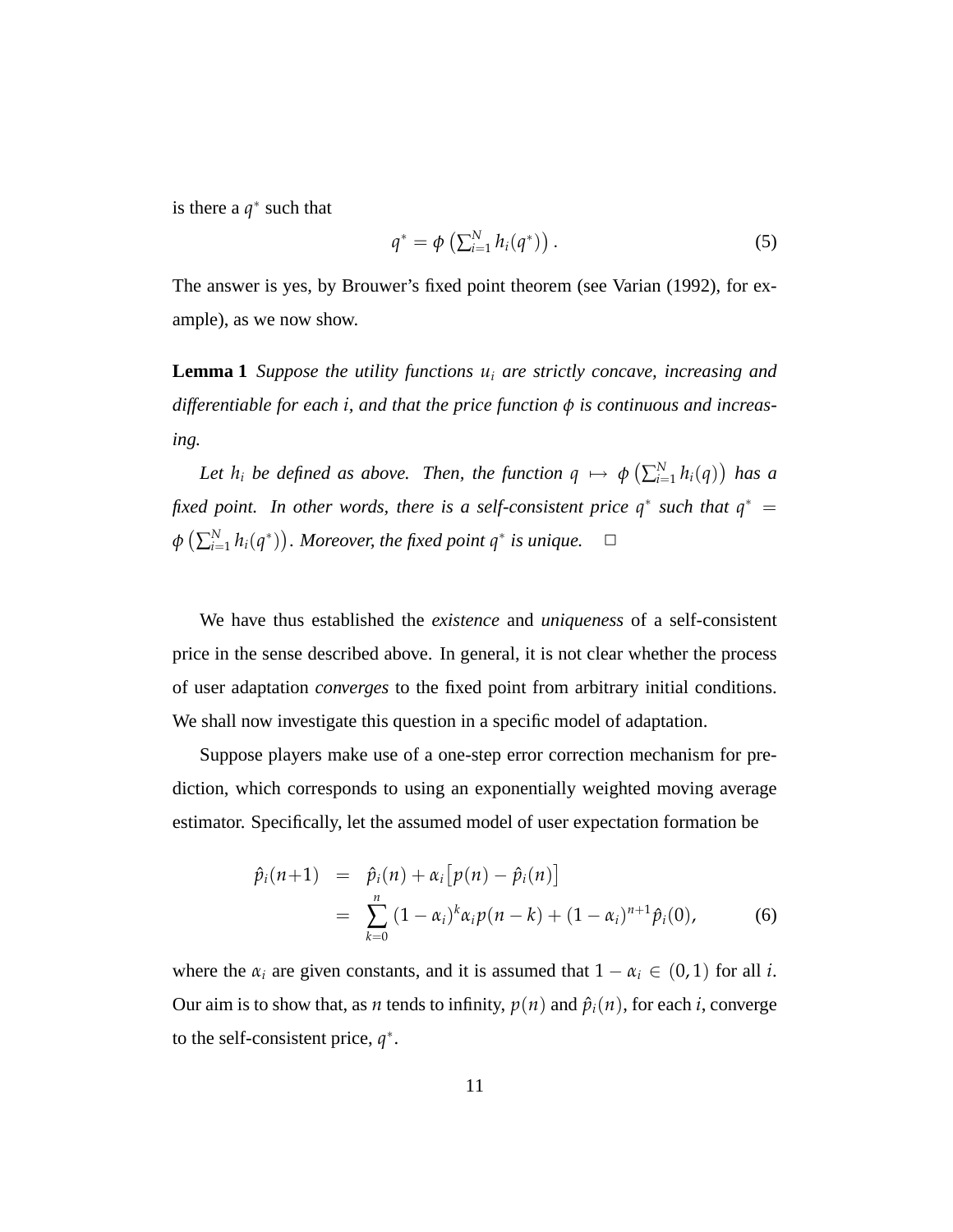is there a $q^*$ such that

$$q^* = \phi\left(\sum_{i=1}^N h_i(q^*)\right). \tag{5}$$

The answer is yes, by Brouwer's fixed point theorem (see Varian (1992), for example), as we now show.

**Lemma 1** *Suppose the utility functions $u_i$ are strictly concave, increasing and differentiable for each $i$, and that the price function $\phi$ is continuous and increasing.*

*Let $h_i$ be defined as above. Then, the function $q \mapsto \phi\left(\sum_{i=1}^N h_i(q)\right)$ has a fixed point. In other words, there is a self-consistent price $q^*$ such that $q^* = \phi\left(\sum_{i=1}^N h_i(q^*)\right)$. Moreover, the fixed point $q^*$ is unique.* $\square$

We have thus established the *existence* and *uniqueness* of a self-consistent price in the sense described above. In general, it is not clear whether the process of user adaptation *converges* to the fixed point from arbitrary initial conditions. We shall now investigate this question in a specific model of adaptation.

Suppose players make use of a one-step error correction mechanism for prediction, which corresponds to using an exponentially weighted moving average estimator. Specifically, let the assumed model of user expectation formation be

$$\begin{aligned}
\hat{p}_i(n+1) &= \hat{p}_i(n) + \alpha_i\left[p(n) - \hat{p}_i(n)\right] \\
&= \sum_{k=0}^{n} (1-\alpha_i)^k \alpha_i p(n-k) + (1-\alpha_i)^{n+1}\hat{p}_i(0),
\end{aligned} \tag{6}$$

where the $\alpha_i$ are given constants, and it is assumed that $1 - \alpha_i \in (0, 1)$ for all $i$. Our aim is to show that, as $n$ tends to infinity, $p(n)$ and $\hat{p}_i(n)$, for each $i$, converge to the self-consistent price, $q^*$.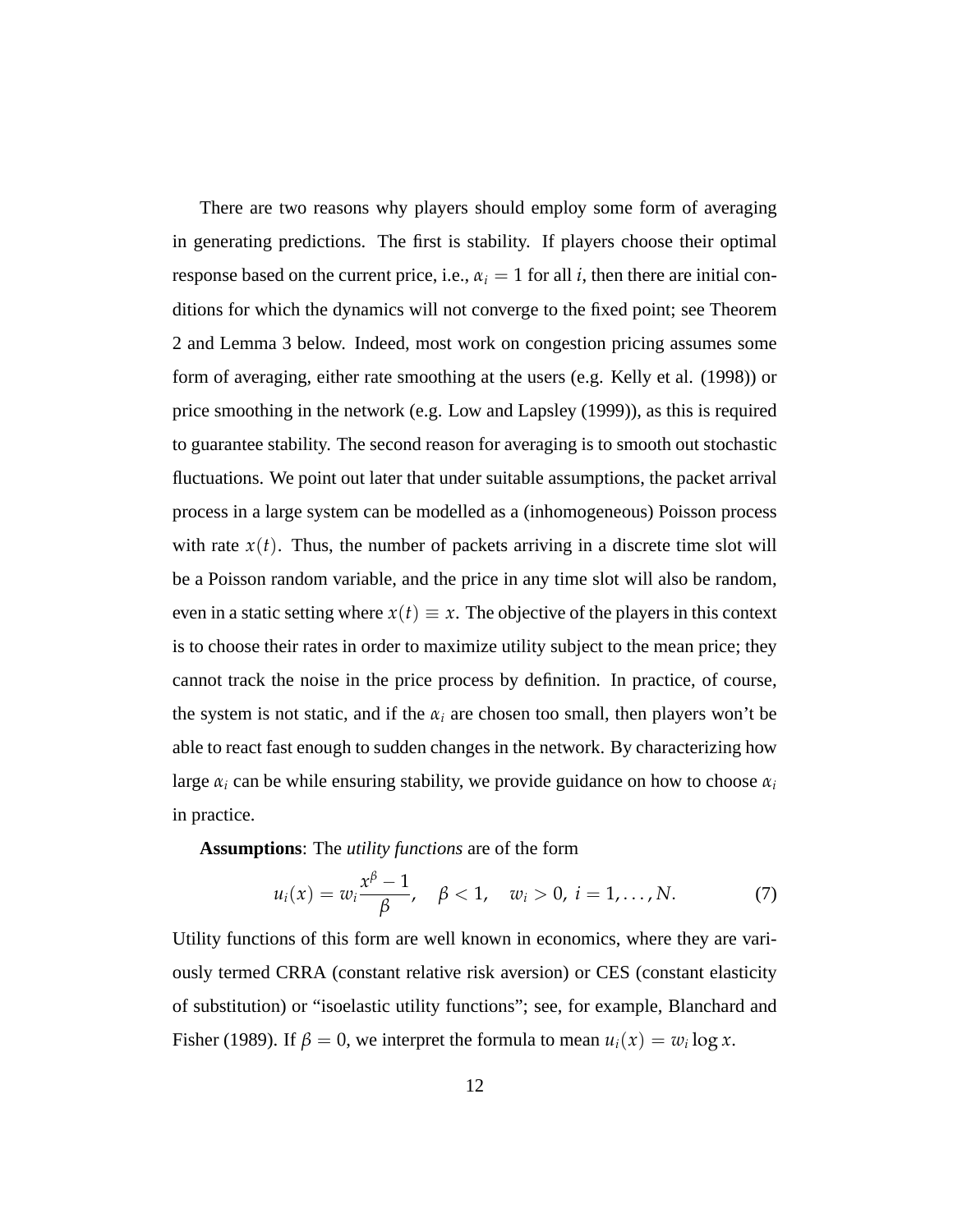There are two reasons why players should employ some form of averaging in generating predictions. The first is stability. If players choose their optimal response based on the current price, i.e., $\alpha_i = 1$ for all $i$, then there are initial conditions for which the dynamics will not converge to the fixed point; see Theorem 2 and Lemma 3 below. Indeed, most work on congestion pricing assumes some form of averaging, either rate smoothing at the users (e.g. Kelly et al. (1998)) or price smoothing in the network (e.g. Low and Lapsley (1999)), as this is required to guarantee stability. The second reason for averaging is to smooth out stochastic fluctuations. We point out later that under suitable assumptions, the packet arrival process in a large system can be modelled as a (inhomogeneous) Poisson process with rate $x(t)$. Thus, the number of packets arriving in a discrete time slot will be a Poisson random variable, and the price in any time slot will also be random, even in a static setting where $x(t) \equiv x$. The objective of the players in this context is to choose their rates in order to maximize utility subject to the mean price; they cannot track the noise in the price process by definition. In practice, of course, the system is not static, and if the $\alpha_i$ are chosen too small, then players won't be able to react fast enough to sudden changes in the network. By characterizing how large $\alpha_i$ can be while ensuring stability, we provide guidance on how to choose $\alpha_i$ in practice.

**Assumptions**: The *utility functions* are of the form

$$u_i(x) = w_i \frac{x^\beta - 1}{\beta}, \quad \beta < 1, \quad w_i > 0, \; i = 1, \ldots, N. \tag{7}$$

Utility functions of this form are well known in economics, where they are variously termed CRRA (constant relative risk aversion) or CES (constant elasticity of substitution) or "isoelastic utility functions"; see, for example, Blanchard and Fisher (1989). If $\beta = 0$, we interpret the formula to mean $u_i(x) = w_i \log x$.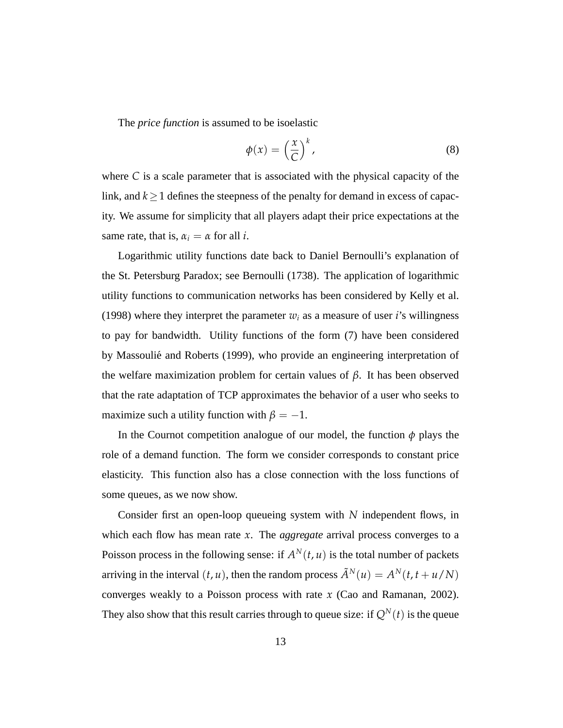The *price function* is assumed to be isoelastic

$$\phi(x) = \left(\frac{x}{C}\right)^k, \tag{8}$$

where $C$ is a scale parameter that is associated with the physical capacity of the link, and $k \geq 1$ defines the steepness of the penalty for demand in excess of capacity. We assume for simplicity that all players adapt their price expectations at the same rate, that is, $\alpha_i = \alpha$ for all $i$.

Logarithmic utility functions date back to Daniel Bernoulli's explanation of the St. Petersburg Paradox; see Bernoulli (1738). The application of logarithmic utility functions to communication networks has been considered by Kelly et al. (1998) where they interpret the parameter $w_i$ as a measure of user $i$'s willingness to pay for bandwidth. Utility functions of the form (7) have been considered by Massoulié and Roberts (1999), who provide an engineering interpretation of the welfare maximization problem for certain values of $\beta$. It has been observed that the rate adaptation of TCP approximates the behavior of a user who seeks to maximize such a utility function with $\beta = -1$.

In the Cournot competition analogue of our model, the function $\phi$ plays the role of a demand function. The form we consider corresponds to constant price elasticity. This function also has a close connection with the loss functions of some queues, as we now show.

Consider first an open-loop queueing system with $N$ independent flows, in which each flow has mean rate $x$. The *aggregate* arrival process converges to a Poisson process in the following sense: if $A^N(t, u)$ is the total number of packets arriving in the interval $(t, u)$, then the random process $\tilde{A}^N(u) = A^N(t, t + u/N)$ converges weakly to a Poisson process with rate $x$ (Cao and Ramanan, 2002). They also show that this result carries through to queue size: if $Q^N(t)$ is the queue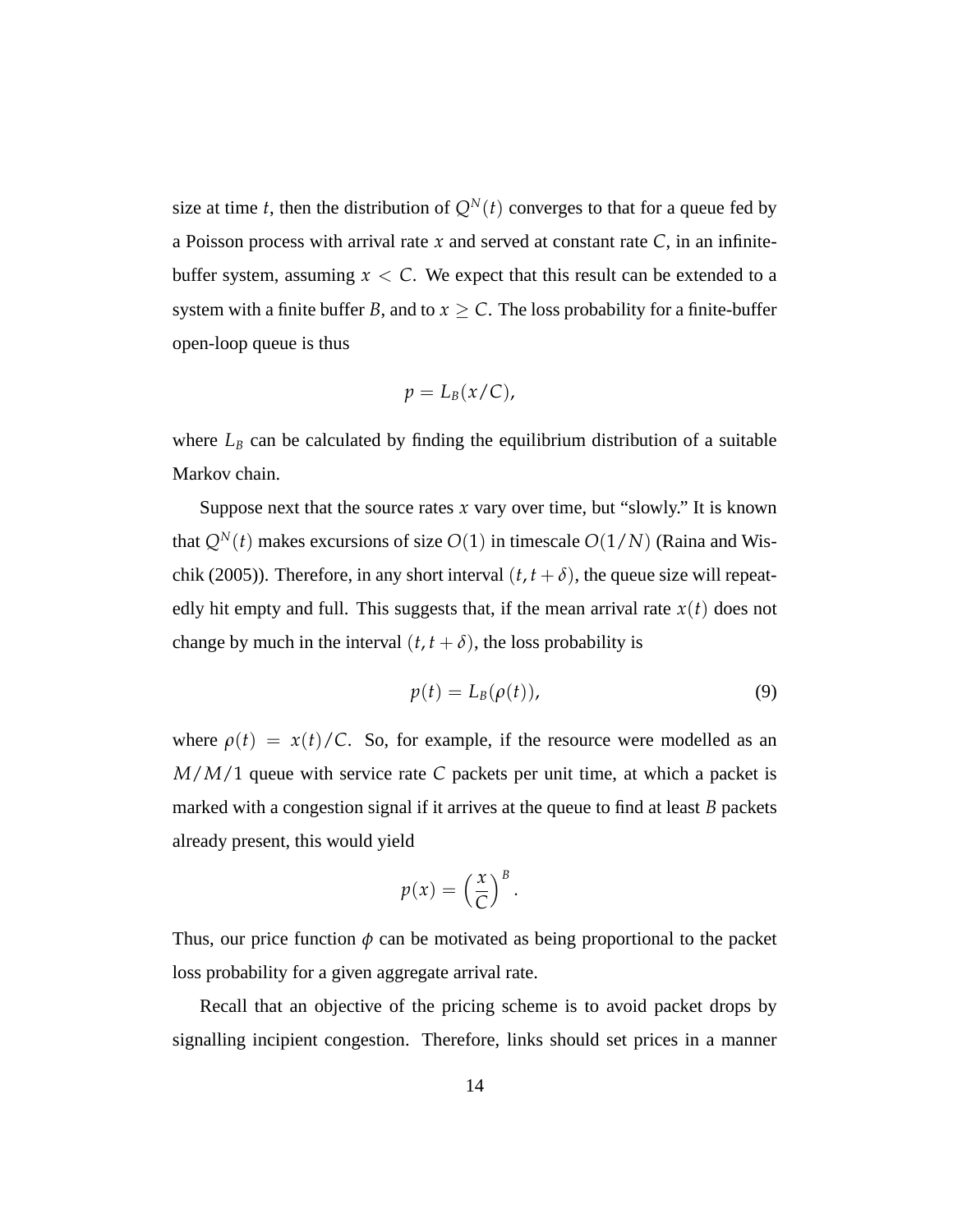size at time $t$, then the distribution of $Q^N(t)$ converges to that for a queue fed by a Poisson process with arrival rate $x$ and served at constant rate $C$, in an infinite-buffer system, assuming $x < C$. We expect that this result can be extended to a system with a finite buffer $B$, and to $x \geq C$. The loss probability for a finite-buffer open-loop queue is thus

$$p = L_B(x/C),$$

where $L_B$ can be calculated by finding the equilibrium distribution of a suitable Markov chain.

Suppose next that the source rates $x$ vary over time, but "slowly." It is known that $Q^N(t)$ makes excursions of size $O(1)$ in timescale $O(1/N)$ (Raina and Wischik (2005)). Therefore, in any short interval $(t, t + \delta)$, the queue size will repeatedly hit empty and full. This suggests that, if the mean arrival rate $x(t)$ does not change by much in the interval $(t, t + \delta)$, the loss probability is

$$p(t) = L_B(\rho(t)), \tag{9}$$

where $\rho(t) = x(t)/C$. So, for example, if the resource were modelled as an $M/M/1$ queue with service rate $C$ packets per unit time, at which a packet is marked with a congestion signal if it arrives at the queue to find at least $B$ packets already present, this would yield

$$p(x) = \left(\frac{x}{C}\right)^B.$$

Thus, our price function $\phi$ can be motivated as being proportional to the packet loss probability for a given aggregate arrival rate.

Recall that an objective of the pricing scheme is to avoid packet drops by signalling incipient congestion. Therefore, links should set prices in a manner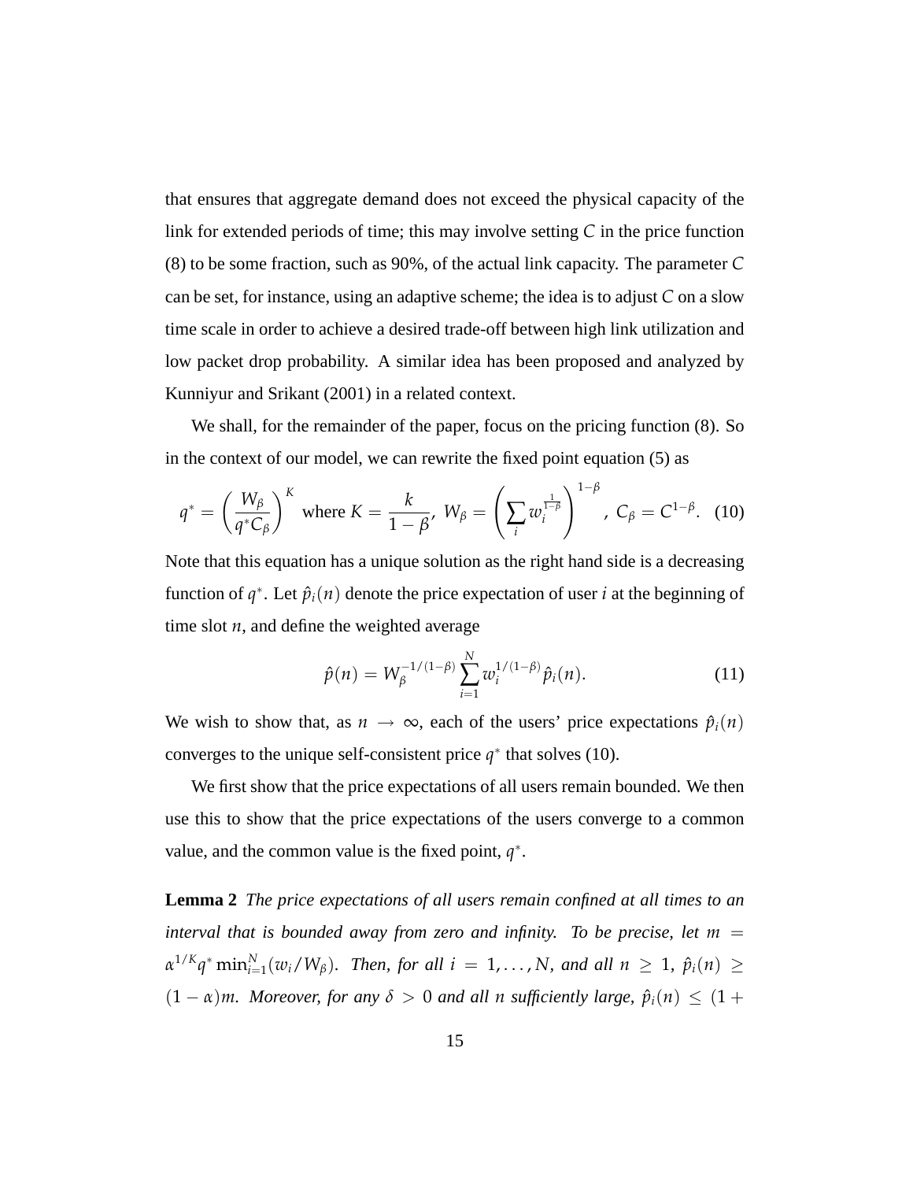that ensures that aggregate demand does not exceed the physical capacity of the link for extended periods of time; this may involve setting $C$ in the price function (8) to be some fraction, such as 90%, of the actual link capacity. The parameter $C$ can be set, for instance, using an adaptive scheme; the idea is to adjust $C$ on a slow time scale in order to achieve a desired trade-off between high link utilization and low packet drop probability. A similar idea has been proposed and analyzed by Kunniyur and Srikant (2001) in a related context.

We shall, for the remainder of the paper, focus on the pricing function (8). So in the context of our model, we can rewrite the fixed point equation (5) as

$$q^* = \left(\frac{W_\beta}{q^* C_\beta}\right)^K \text{ where } K = \frac{k}{1-\beta},\ W_\beta = \left(\sum_i w_i^{\frac{1}{1-\beta}}\right)^{1-\beta},\ C_\beta = C^{1-\beta}. \quad (10)$$

Note that this equation has a unique solution as the right hand side is a decreasing function of $q^*$. Let $\hat{p}_i(n)$ denote the price expectation of user $i$ at the beginning of time slot $n$, and define the weighted average

$$\hat{p}(n) = W_\beta^{-1/(1-\beta)} \sum_{i=1}^{N} w_i^{1/(1-\beta)} \hat{p}_i(n). \quad (11)$$

We wish to show that, as $n \to \infty$, each of the users' price expectations $\hat{p}_i(n)$ converges to the unique self-consistent price $q^*$ that solves (10).

We first show that the price expectations of all users remain bounded. We then use this to show that the price expectations of the users converge to a common value, and the common value is the fixed point, $q^*$.

**Lemma 2** *The price expectations of all users remain confined at all times to an interval that is bounded away from zero and infinity. To be precise, let* $m = \alpha^{1/K} q^* \min_{i=1}^{N}(w_i/W_\beta)$*. Then, for all* $i = 1, \ldots, N$*, and all* $n \geq 1$*,* $\hat{p}_i(n) \geq (1-\alpha)m$*. Moreover, for any* $\delta > 0$ *and all* $n$ *sufficiently large,* $\hat{p}_i(n) \leq (1+$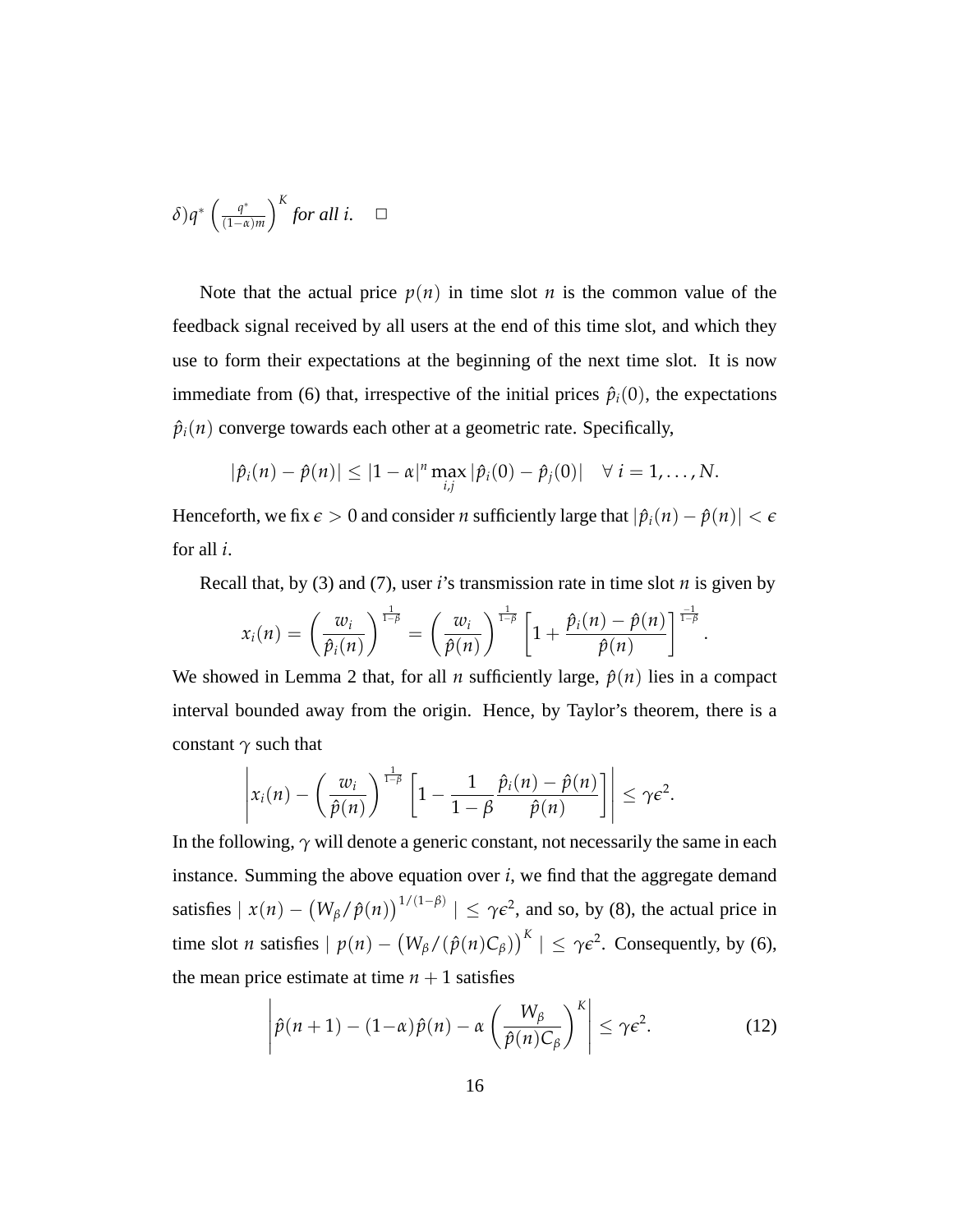$\delta)q^* \left(\frac{q^*}{(1-\alpha)m}\right)^K$ *for all i.* $\square$

Note that the actual price $p(n)$ in time slot $n$ is the common value of the feedback signal received by all users at the end of this time slot, and which they use to form their expectations at the beginning of the next time slot. It is now immediate from (6) that, irrespective of the initial prices $\hat{p}_i(0)$, the expectations $\hat{p}_i(n)$ converge towards each other at a geometric rate. Specifically,

$$|\hat{p}_i(n) - \hat{p}(n)| \leq |1-\alpha|^n \max_{i,j} |\hat{p}_i(0) - \hat{p}_j(0)| \quad \forall\ i = 1, \ldots, N.$$

Henceforth, we fix $\epsilon > 0$ and consider $n$ sufficiently large that $|\hat{p}_i(n) - \hat{p}(n)| < \epsilon$ for all $i$.

Recall that, by (3) and (7), user $i$'s transmission rate in time slot $n$ is given by

$$x_i(n) = \left(\frac{w_i}{\hat{p}_i(n)}\right)^{\frac{1}{1-\beta}} = \left(\frac{w_i}{\hat{p}(n)}\right)^{\frac{1}{1-\beta}} \left[1 + \frac{\hat{p}_i(n) - \hat{p}(n)}{\hat{p}(n)}\right]^{\frac{-1}{1-\beta}}.$$

We showed in Lemma 2 that, for all $n$ sufficiently large, $\hat{p}(n)$ lies in a compact interval bounded away from the origin. Hence, by Taylor's theorem, there is a constant $\gamma$ such that

$$\left| x_i(n) - \left(\frac{w_i}{\hat{p}(n)}\right)^{\frac{1}{1-\beta}} \left[1 - \frac{1}{1-\beta} \frac{\hat{p}_i(n) - \hat{p}(n)}{\hat{p}(n)}\right] \right| \leq \gamma\epsilon^2.$$

In the following, $\gamma$ will denote a generic constant, not necessarily the same in each instance. Summing the above equation over $i$, we find that the aggregate demand satisfies $|\ x(n) - \left(W_\beta / \hat{p}(n)\right)^{1/(1-\beta)}\ | \leq \gamma\epsilon^2$, and so, by (8), the actual price in time slot $n$ satisfies $|\ p(n) - \left(W_\beta / (\hat{p}(n) C_\beta)\right)^K\ | \leq \gamma\epsilon^2$. Consequently, by (6), the mean price estimate at time $n+1$ satisfies

$$\left| \hat{p}(n+1) - (1-\alpha)\hat{p}(n) - \alpha \left(\frac{W_\beta}{\hat{p}(n) C_\beta}\right)^K \right| \leq \gamma\epsilon^2. \tag{12}$$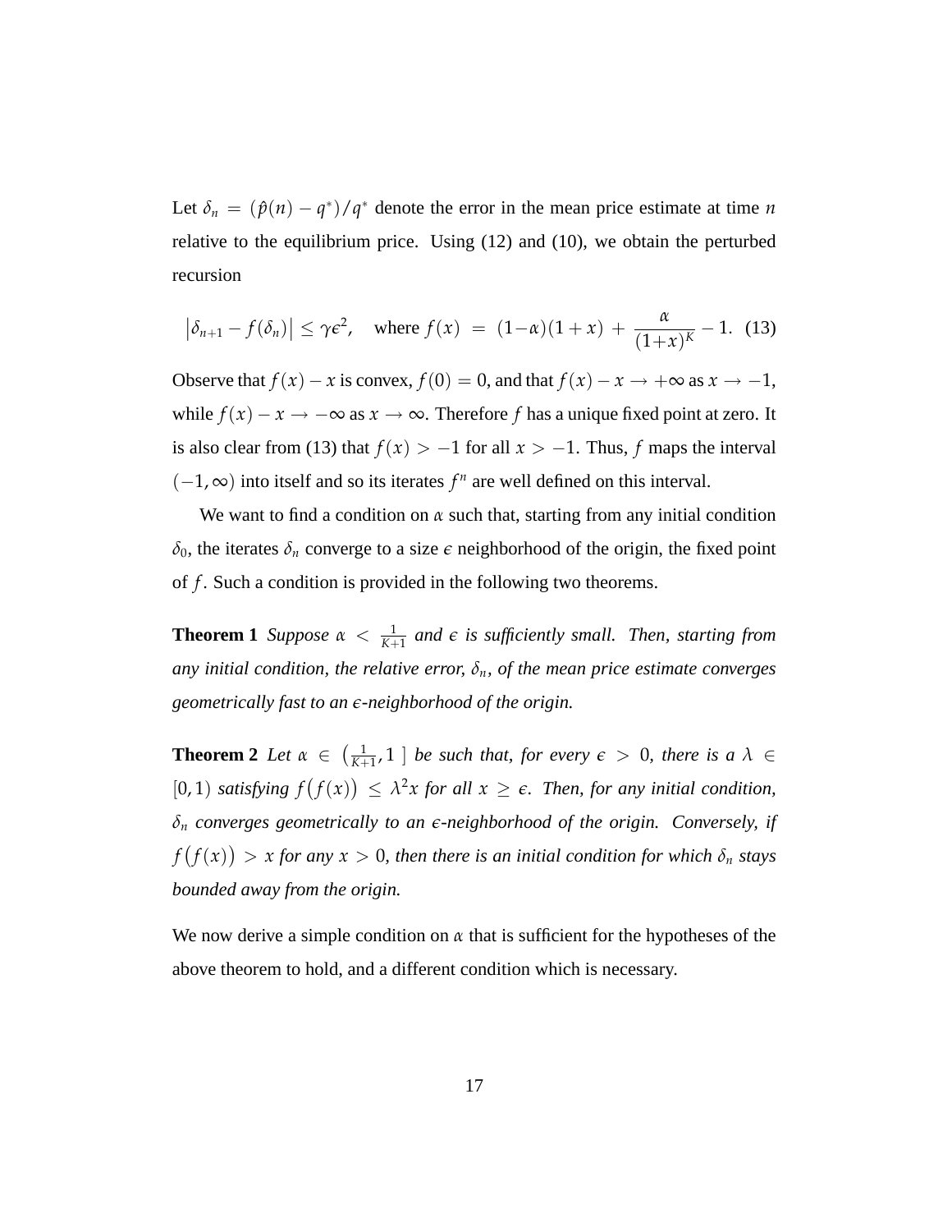Let $\delta_n = (\hat{p}(n) - q^*)/q^*$ denote the error in the mean price estimate at time $n$ relative to the equilibrium price. Using (12) and (10), we obtain the perturbed recursion

$$\left|\delta_{n+1} - f(\delta_n)\right| \leq \gamma\epsilon^2, \quad \text{where } f(x) \;=\; (1-\alpha)(1+x) + \frac{\alpha}{(1+x)^K} - 1. \quad (13)$$

Observe that $f(x) - x$ is convex, $f(0) = 0$, and that $f(x) - x \to +\infty$ as $x \to -1$, while $f(x) - x \to -\infty$ as $x \to \infty$. Therefore $f$ has a unique fixed point at zero. It is also clear from (13) that $f(x) > -1$ for all $x > -1$. Thus, $f$ maps the interval $(-1, \infty)$ into itself and so its iterates $f^n$ are well defined on this interval.

We want to find a condition on $\alpha$ such that, starting from any initial condition $\delta_0$, the iterates $\delta_n$ converge to a size $\epsilon$ neighborhood of the origin, the fixed point of $f$. Such a condition is provided in the following two theorems.

**Theorem 1** *Suppose $\alpha < \frac{1}{K+1}$ and $\epsilon$ is sufficiently small. Then, starting from any initial condition, the relative error, $\delta_n$, of the mean price estimate converges geometrically fast to an $\epsilon$-neighborhood of the origin.*

**Theorem 2** *Let $\alpha \in \left(\frac{1}{K+1}, 1\right]$ be such that, for every $\epsilon > 0$, there is a $\lambda \in [0, 1)$ satisfying $f\big(f(x)\big) \leq \lambda^2 x$ for all $x \geq \epsilon$. Then, for any initial condition, $\delta_n$ converges geometrically to an $\epsilon$-neighborhood of the origin. Conversely, if $f\big(f(x)\big) > x$ for any $x > 0$, then there is an initial condition for which $\delta_n$ stays bounded away from the origin.*

We now derive a simple condition on $\alpha$ that is sufficient for the hypotheses of the above theorem to hold, and a different condition which is necessary.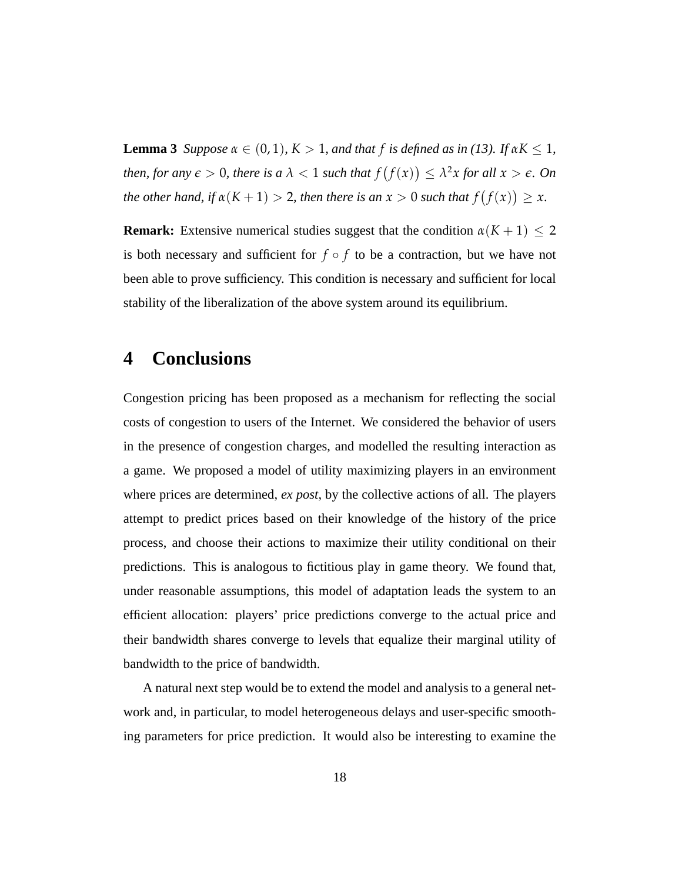**Lemma 3** *Suppose $\alpha \in (0,1)$, $K > 1$, and that $f$ is defined as in (13). If $\alpha K \leq 1$, then, for any $\epsilon > 0$, there is a $\lambda < 1$ such that $f\big(f(x)\big) \leq \lambda^2 x$ for all $x > \epsilon$. On the other hand, if $\alpha(K+1) > 2$, then there is an $x > 0$ such that $f\big(f(x)\big) \geq x$.*

**Remark:** Extensive numerical studies suggest that the condition $\alpha(K+1) \leq 2$ is both necessary and sufficient for $f \circ f$ to be a contraction, but we have not been able to prove sufficiency. This condition is necessary and sufficient for local stability of the liberalization of the above system around its equilibrium.

# 4 Conclusions

Congestion pricing has been proposed as a mechanism for reflecting the social costs of congestion to users of the Internet. We considered the behavior of users in the presence of congestion charges, and modelled the resulting interaction as a game. We proposed a model of utility maximizing players in an environment where prices are determined, *ex post*, by the collective actions of all. The players attempt to predict prices based on their knowledge of the history of the price process, and choose their actions to maximize their utility conditional on their predictions. This is analogous to fictitious play in game theory. We found that, under reasonable assumptions, this model of adaptation leads the system to an efficient allocation: players' price predictions converge to the actual price and their bandwidth shares converge to levels that equalize their marginal utility of bandwidth to the price of bandwidth.

A natural next step would be to extend the model and analysis to a general network and, in particular, to model heterogeneous delays and user-specific smoothing parameters for price prediction. It would also be interesting to examine the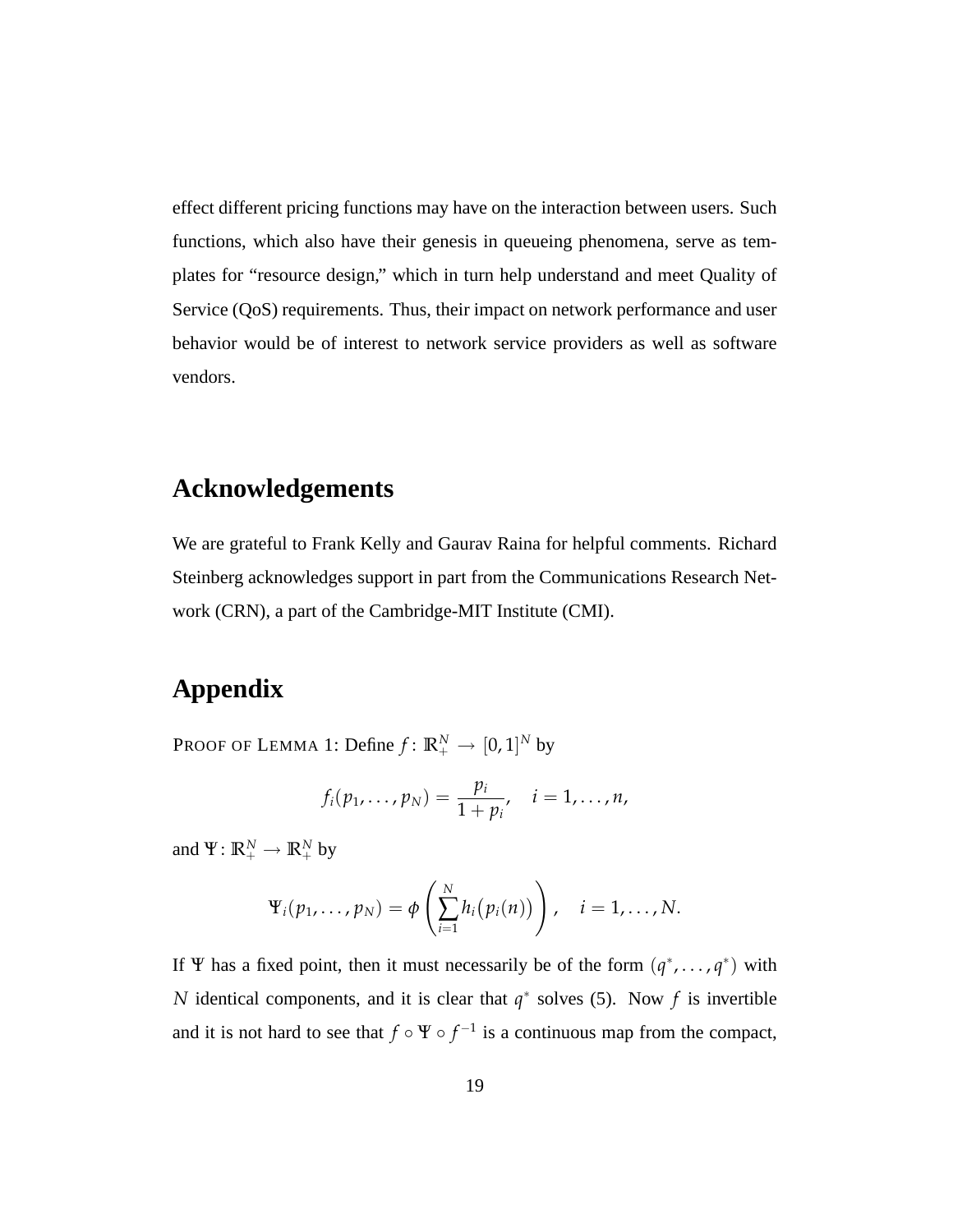effect different pricing functions may have on the interaction between users. Such functions, which also have their genesis in queueing phenomena, serve as templates for "resource design," which in turn help understand and meet Quality of Service (QoS) requirements. Thus, their impact on network performance and user behavior would be of interest to network service providers as well as software vendors.

## Acknowledgements

We are grateful to Frank Kelly and Gaurav Raina for helpful comments. Richard Steinberg acknowledges support in part from the Communications Research Network (CRN), a part of the Cambridge-MIT Institute (CMI).

## Appendix

PROOF OF LEMMA 1: Define $f\colon \mathbb{R}_+^N \to [0,1]^N$ by

$$f_i(p_1, \ldots, p_N) = \frac{p_i}{1 + p_i}, \quad i = 1, \ldots, n,$$

and $\Psi\colon \mathbb{R}_+^N \to \mathbb{R}_+^N$ by

$$\Psi_i(p_1, \ldots, p_N) = \phi\left(\sum_{i=1}^{N} h_i\big(p_i(n)\big)\right), \quad i = 1, \ldots, N.$$

If $\Psi$ has a fixed point, then it must necessarily be of the form $(q^*, \ldots, q^*)$ with $N$ identical components, and it is clear that $q^*$ solves (5). Now $f$ is invertible and it is not hard to see that $f \circ \Psi \circ f^{-1}$ is a continuous map from the compact,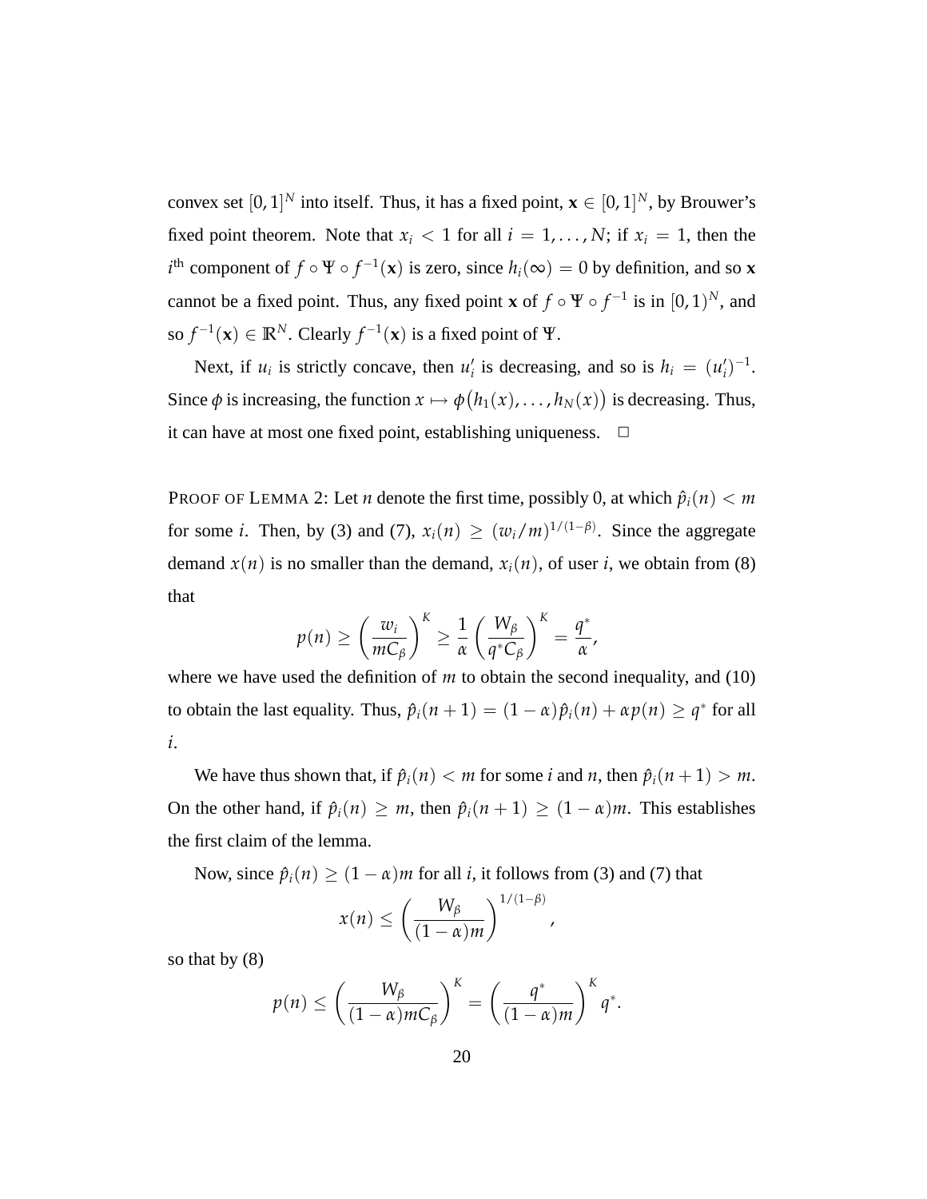convex set $[0,1]^N$ into itself. Thus, it has a fixed point, $\mathbf{x} \in [0,1]^N$, by Brouwer's fixed point theorem. Note that $x_i < 1$ for all $i = 1, \ldots, N$; if $x_i = 1$, then the $i^{\text{th}}$ component of $f \circ \Psi \circ f^{-1}(\mathbf{x})$ is zero, since $h_i(\infty) = 0$ by definition, and so $\mathbf{x}$ cannot be a fixed point. Thus, any fixed point $\mathbf{x}$ of $f \circ \Psi \circ f^{-1}$ is in $[0,1)^N$, and so $f^{-1}(\mathbf{x}) \in \mathbb{R}^N$. Clearly $f^{-1}(\mathbf{x})$ is a fixed point of $\Psi$.

Next, if $u_i$ is strictly concave, then $u_i'$ is decreasing, and so is $h_i = (u_i')^{-1}$. Since $\phi$ is increasing, the function $x \mapsto \phi\big(h_1(x), \ldots, h_N(x)\big)$ is decreasing. Thus, it can have at most one fixed point, establishing uniqueness. $\square$

PROOF OF LEMMA 2: Let $n$ denote the first time, possibly 0, at which $\hat{p}_i(n) < m$ for some $i$. Then, by (3) and (7), $x_i(n) \geq (w_i/m)^{1/(1-\beta)}$. Since the aggregate demand $x(n)$ is no smaller than the demand, $x_i(n)$, of user $i$, we obtain from (8) that

$$p(n) \geq \left(\frac{w_i}{mC_\beta}\right)^K \geq \frac{1}{\alpha}\left(\frac{W_\beta}{q^* C_\beta}\right)^K = \frac{q^*}{\alpha},$$

where we have used the definition of $m$ to obtain the second inequality, and (10) to obtain the last equality. Thus, $\hat{p}_i(n+1) = (1-\alpha)\hat{p}_i(n) + \alpha p(n) \geq q^*$ for all $i$.

We have thus shown that, if $\hat{p}_i(n) < m$ for some $i$ and $n$, then $\hat{p}_i(n+1) > m$. On the other hand, if $\hat{p}_i(n) \geq m$, then $\hat{p}_i(n+1) \geq (1-\alpha)m$. This establishes the first claim of the lemma.

Now, since $\hat{p}_i(n) \geq (1-\alpha)m$ for all $i$, it follows from (3) and (7) that

$$x(n) \leq \left(\frac{W_\beta}{(1-\alpha)m}\right)^{1/(1-\beta)},$$

so that by (8)

$$p(n) \leq \left(\frac{W_\beta}{(1-\alpha)mC_\beta}\right)^K = \left(\frac{q^*}{(1-\alpha)m}\right)^K q^*.$$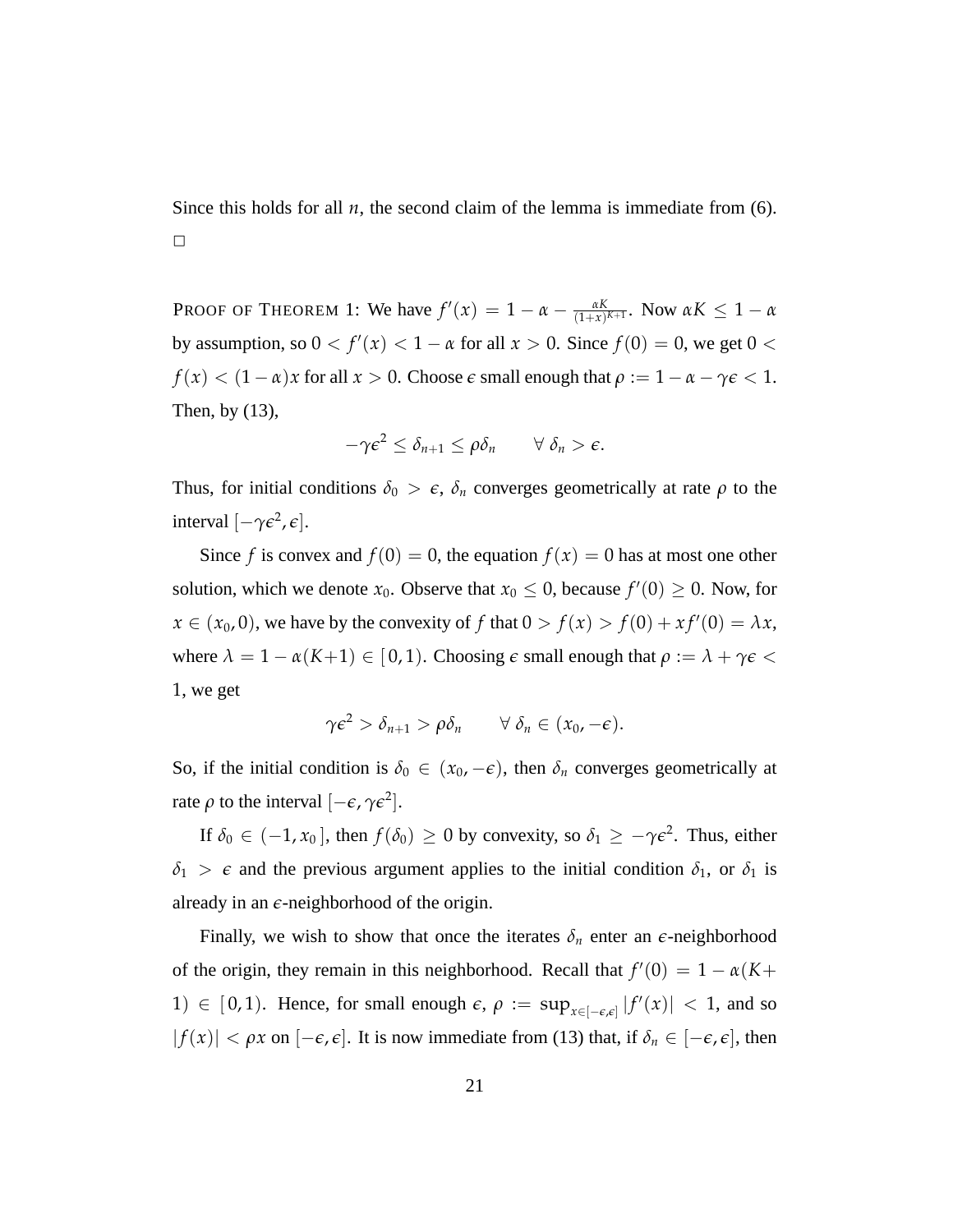Since this holds for all $n$, the second claim of the lemma is immediate from (6). $\square$

PROOF OF THEOREM 1: We have $f'(x) = 1 - \alpha - \frac{\alpha K}{(1+x)^{K+1}}$. Now $\alpha K \leq 1 - \alpha$ by assumption, so $0 < f'(x) < 1 - \alpha$ for all $x > 0$. Since $f(0) = 0$, we get $0 < f(x) < (1-\alpha)x$ for all $x > 0$. Choose $\epsilon$ small enough that $\rho := 1 - \alpha - \gamma\epsilon < 1$. Then, by (13),

$$-\gamma\epsilon^2 \leq \delta_{n+1} \leq \rho\delta_n \qquad \forall\ \delta_n > \epsilon.$$

Thus, for initial conditions $\delta_0 > \epsilon$, $\delta_n$ converges geometrically at rate $\rho$ to the interval $[-\gamma\epsilon^2, \epsilon]$.

Since $f$ is convex and $f(0) = 0$, the equation $f(x) = 0$ has at most one other solution, which we denote $x_0$. Observe that $x_0 \leq 0$, because $f'(0) \geq 0$. Now, for $x \in (x_0, 0)$, we have by the convexity of $f$ that $0 > f(x) > f(0) + xf'(0) = \lambda x$, where $\lambda = 1 - \alpha(K+1) \in [0, 1)$. Choosing $\epsilon$ small enough that $\rho := \lambda + \gamma\epsilon < 1$, we get

$$\gamma\epsilon^2 > \delta_{n+1} > \rho\delta_n \qquad \forall\ \delta_n \in (x_0, -\epsilon).$$

So, if the initial condition is $\delta_0 \in (x_0, -\epsilon)$, then $\delta_n$ converges geometrically at rate $\rho$ to the interval $[-\epsilon, \gamma\epsilon^2]$.

If $\delta_0 \in (-1, x_0]$, then $f(\delta_0) \geq 0$ by convexity, so $\delta_1 \geq -\gamma\epsilon^2$. Thus, either $\delta_1 > \epsilon$ and the previous argument applies to the initial condition $\delta_1$, or $\delta_1$ is already in an $\epsilon$-neighborhood of the origin.

Finally, we wish to show that once the iterates $\delta_n$ enter an $\epsilon$-neighborhood of the origin, they remain in this neighborhood. Recall that $f'(0) = 1 - \alpha(K+1) \in [0, 1)$. Hence, for small enough $\epsilon$, $\rho := \sup_{x \in [-\epsilon, \epsilon]} |f'(x)| < 1$, and so $|f(x)| < \rho x$ on $[-\epsilon, \epsilon]$. It is now immediate from (13) that, if $\delta_n \in [-\epsilon, \epsilon]$, then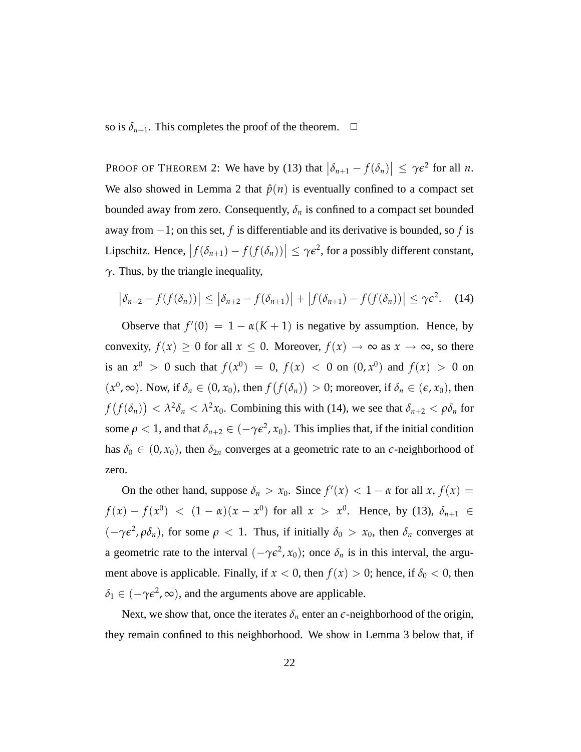so is $\delta_{n+1}$. This completes the proof of the theorem. $\square$

PROOF OF THEOREM 2: We have by (13) that $\left|\delta_{n+1} - f(\delta_n)\right| \leq \gamma\epsilon^2$ for all $n$. We also showed in Lemma 2 that $\hat{p}(n)$ is eventually confined to a compact set bounded away from zero. Consequently, $\delta_n$ is confined to a compact set bounded away from $-1$; on this set, $f$ is differentiable and its derivative is bounded, so $f$ is Lipschitz. Hence, $\left|f(\delta_{n+1}) - f(f(\delta_n))\right| \leq \gamma\epsilon^2$, for a possibly different constant, $\gamma$. Thus, by the triangle inequality,

$$\left|\delta_{n+2} - f(f(\delta_n))\right| \leq \left|\delta_{n+2} - f(\delta_{n+1})\right| + \left|f(\delta_{n+1}) - f(f(\delta_n))\right| \leq \gamma\epsilon^2. \quad (14)$$

Observe that $f'(0) = 1 - \alpha(K+1)$ is negative by assumption. Hence, by convexity, $f(x) \geq 0$ for all $x \leq 0$. Moreover, $f(x) \to \infty$ as $x \to \infty$, so there is an $x^0 > 0$ such that $f(x^0) = 0$, $f(x) < 0$ on $(0, x^0)$ and $f(x) > 0$ on $(x^0, \infty)$. Now, if $\delta_n \in (0, x_0)$, then $f\big(f(\delta_n)\big) > 0$; moreover, if $\delta_n \in (\epsilon, x_0)$, then $f\big(f(\delta_n)\big) < \lambda^2\delta_n < \lambda^2 x_0$. Combining this with (14), we see that $\delta_{n+2} < \rho\delta_n$ for some $\rho < 1$, and that $\delta_{n+2} \in (-\gamma\epsilon^2, x_0)$. This implies that, if the initial condition has $\delta_0 \in (0, x_0)$, then $\delta_{2n}$ converges at a geometric rate to an $\epsilon$-neighborhood of zero.

On the other hand, suppose $\delta_n > x_0$. Since $f'(x) < 1 - \alpha$ for all $x$, $f(x) = f(x) - f(x^0) < (1-\alpha)(x - x^0)$ for all $x > x^0$. Hence, by (13), $\delta_{n+1} \in (-\gamma\epsilon^2, \rho\delta_n)$, for some $\rho < 1$. Thus, if initially $\delta_0 > x_0$, then $\delta_n$ converges at a geometric rate to the interval $(-\gamma\epsilon^2, x_0)$; once $\delta_n$ is in this interval, the argument above is applicable. Finally, if $x < 0$, then $f(x) > 0$; hence, if $\delta_0 < 0$, then $\delta_1 \in (-\gamma\epsilon^2, \infty)$, and the arguments above are applicable.

Next, we show that, once the iterates $\delta_n$ enter an $\epsilon$-neighborhood of the origin, they remain confined to this neighborhood. We show in Lemma 3 below that, if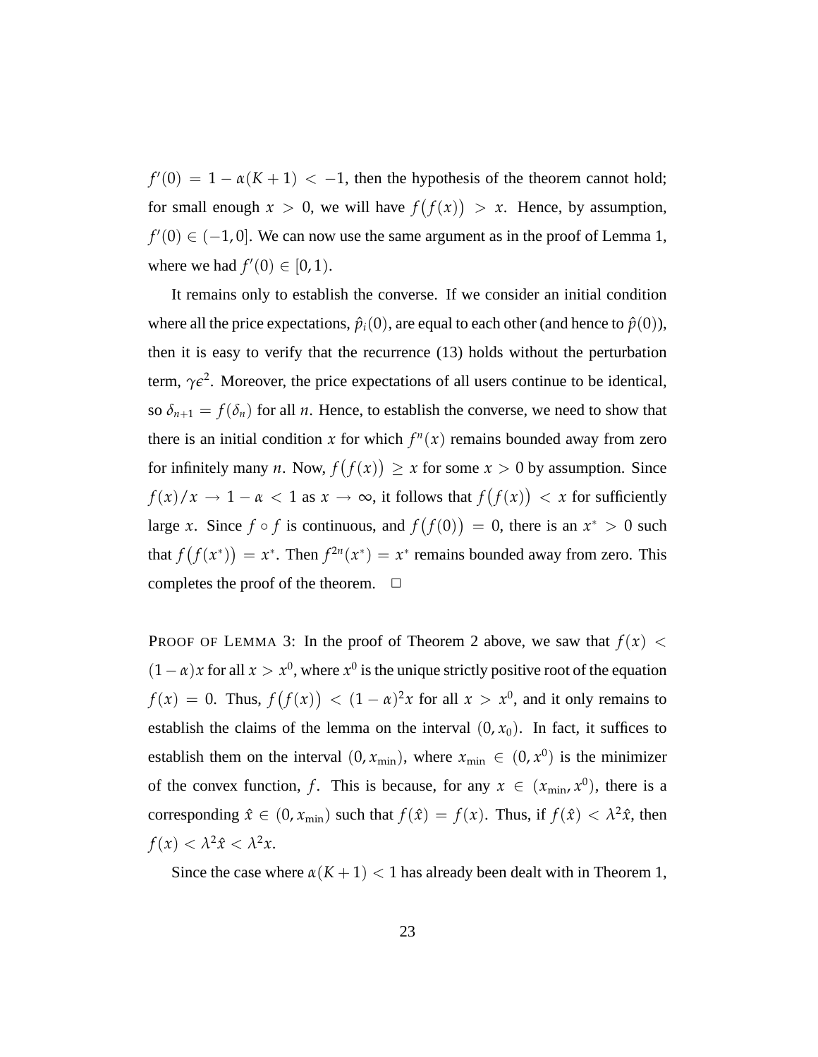$f'(0) = 1 - \alpha(K+1) < -1$, then the hypothesis of the theorem cannot hold; for small enough $x > 0$, we will have $f\big(f(x)\big) > x$. Hence, by assumption, $f'(0) \in (-1, 0]$. We can now use the same argument as in the proof of Lemma 1, where we had $f'(0) \in [0, 1)$.

It remains only to establish the converse. If we consider an initial condition where all the price expectations, $\hat{p}_i(0)$, are equal to each other (and hence to $\hat{p}(0)$), then it is easy to verify that the recurrence (13) holds without the perturbation term, $\gamma\epsilon^2$. Moreover, the price expectations of all users continue to be identical, so $\delta_{n+1} = f(\delta_n)$ for all $n$. Hence, to establish the converse, we need to show that there is an initial condition $x$ for which $f^n(x)$ remains bounded away from zero for infinitely many $n$. Now, $f\big(f(x)\big) \geq x$ for some $x > 0$ by assumption. Since $f(x)/x \to 1 - \alpha < 1$ as $x \to \infty$, it follows that $f\big(f(x)\big) < x$ for sufficiently large $x$. Since $f \circ f$ is continuous, and $f\big(f(0)\big) = 0$, there is an $x^* > 0$ such that $f\big(f(x^*)\big) = x^*$. Then $f^{2n}(x^*) = x^*$ remains bounded away from zero. This completes the proof of the theorem. $\square$

PROOF OF LEMMA 3: In the proof of Theorem 2 above, we saw that $f(x) < (1-\alpha)x$ for all $x > x^0$, where $x^0$ is the unique strictly positive root of the equation $f(x) = 0$. Thus, $f\big(f(x)\big) < (1-\alpha)^2 x$ for all $x > x^0$, and it only remains to establish the claims of the lemma on the interval $(0, x_0)$. In fact, it suffices to establish them on the interval $(0, x_{\min})$, where $x_{\min} \in (0, x^0)$ is the minimizer of the convex function, $f$. This is because, for any $x \in (x_{\min}, x^0)$, there is a corresponding $\hat{x} \in (0, x_{\min})$ such that $f(\hat{x}) = f(x)$. Thus, if $f(\hat{x}) < \lambda^2 \hat{x}$, then $f(x) < \lambda^2 \hat{x} < \lambda^2 x$.

Since the case where $\alpha(K+1) < 1$ has already been dealt with in Theorem 1,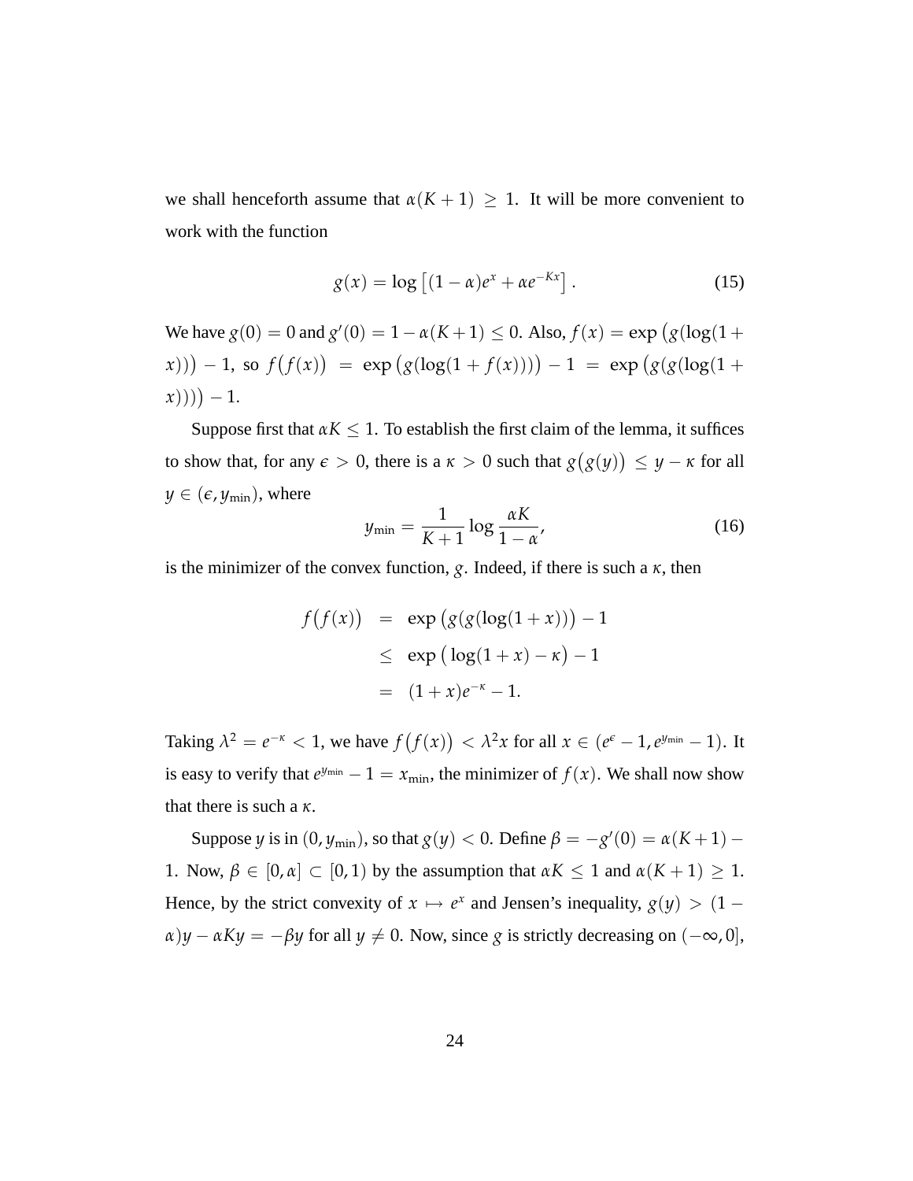we shall henceforth assume that $\alpha(K+1) \geq 1$. It will be more convenient to work with the function

$$g(x) = \log\left[(1-\alpha)e^{x} + \alpha e^{-Kx}\right]. \tag{15}$$

We have $g(0) = 0$ and $g'(0) = 1 - \alpha(K+1) \leq 0$. Also, $f(x) = \exp\big(g(\log(1+x))\big) - 1$, so $f\big(f(x)\big) = \exp\big(g(\log(1+f(x)))\big) - 1 = \exp\big(g(g(\log(1+x)))\big) - 1$.

Suppose first that $\alpha K \leq 1$. To establish the first claim of the lemma, it suffices to show that, for any $\epsilon > 0$, there is a $\kappa > 0$ such that $g\big(g(y)\big) \leq y - \kappa$ for all $y \in (\epsilon, y_{\min})$, where

$$y_{\min} = \frac{1}{K+1}\log\frac{\alpha K}{1-\alpha}, \tag{16}$$

is the minimizer of the convex function, $g$. Indeed, if there is such a $\kappa$, then

$$\begin{aligned} f\big(f(x)\big) &= \exp\big(g(g(\log(1+x)))\big) - 1 \\ &\leq \exp\big(\log(1+x) - \kappa\big) - 1 \\ &= (1+x)e^{-\kappa} - 1. \end{aligned}$$

Taking $\lambda^2 = e^{-\kappa} < 1$, we have $f\big(f(x)\big) < \lambda^2 x$ for all $x \in (e^{\epsilon} - 1, e^{y_{\min}} - 1)$. It is easy to verify that $e^{y_{\min}} - 1 = x_{\min}$, the minimizer of $f(x)$. We shall now show that there is such a $\kappa$.

Suppose $y$ is in $(0, y_{\min})$, so that $g(y) < 0$. Define $\beta = -g'(0) = \alpha(K+1) - 1$. Now, $\beta \in [0, \alpha] \subset [0, 1)$ by the assumption that $\alpha K \leq 1$ and $\alpha(K+1) \geq 1$. Hence, by the strict convexity of $x \mapsto e^{x}$ and Jensen's inequality, $g(y) > (1-\alpha)y - \alpha K y = -\beta y$ for all $y \neq 0$. Now, since $g$ is strictly decreasing on $(-\infty, 0]$,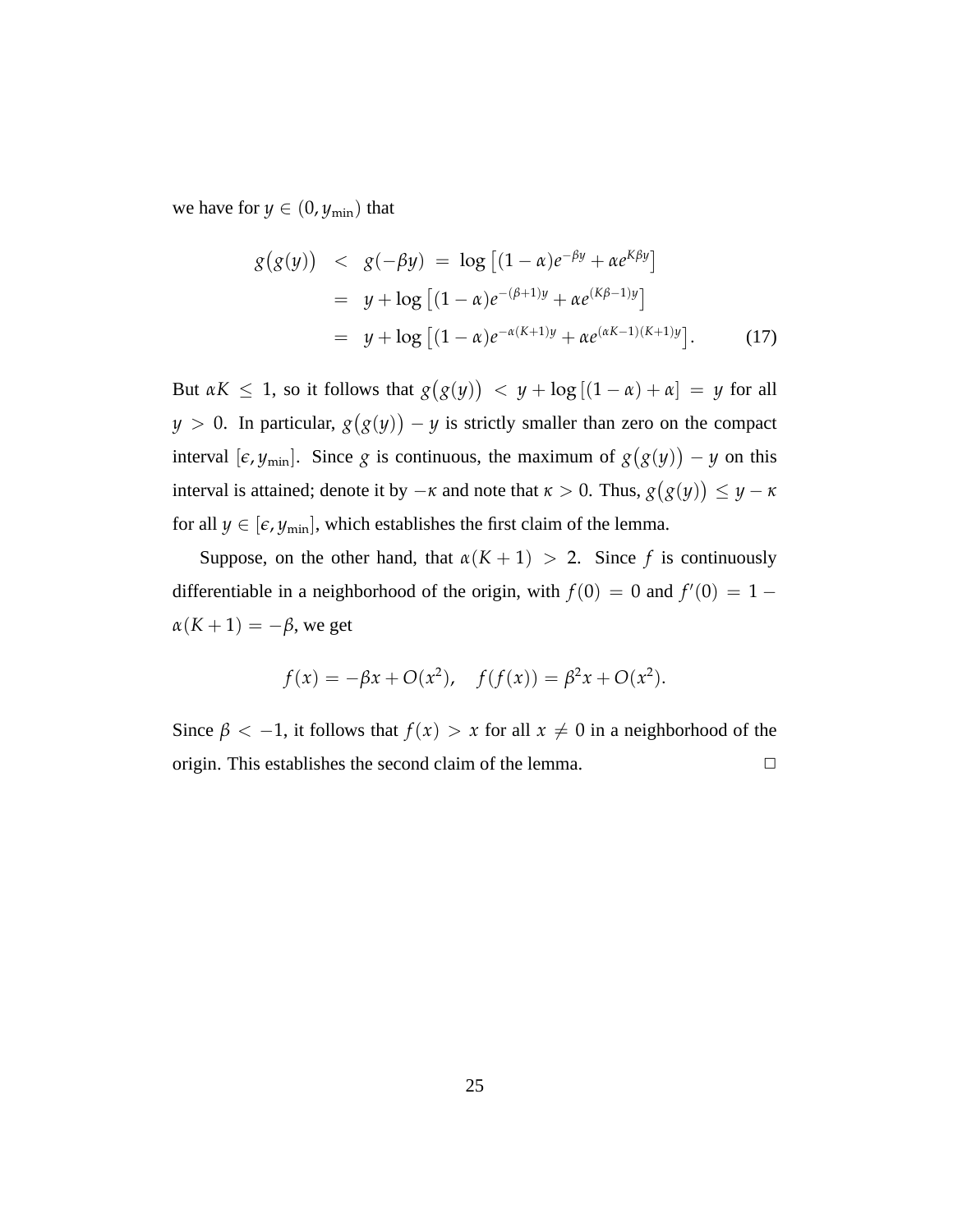we have for $y \in (0, y_{\min})$ that

$$
\begin{aligned}
g\big(g(y)\big) &< g(-\beta y) \;=\; \log\left[(1-\alpha)e^{-\beta y} + \alpha e^{K\beta y}\right] \\
&= y + \log\left[(1-\alpha)e^{-(\beta+1)y} + \alpha e^{(K\beta-1)y}\right] \\
&= y + \log\left[(1-\alpha)e^{-\alpha(K+1)y} + \alpha e^{(\alpha K-1)(K+1)y}\right]. \qquad (17)
\end{aligned}
$$

But $\alpha K \leq 1$, so it follows that $g\big(g(y)\big) < y + \log\left[(1-\alpha)+\alpha\right] = y$ for all $y > 0$. In particular, $g\big(g(y)\big) - y$ is strictly smaller than zero on the compact interval $[\epsilon, y_{\min}]$. Since $g$ is continuous, the maximum of $g\big(g(y)\big) - y$ on this interval is attained; denote it by $-\kappa$ and note that $\kappa > 0$. Thus, $g\big(g(y)\big) \leq y - \kappa$ for all $y \in [\epsilon, y_{\min}]$, which establishes the first claim of the lemma.

Suppose, on the other hand, that $\alpha(K+1) > 2$. Since $f$ is continuously differentiable in a neighborhood of the origin, with $f(0) = 0$ and $f'(0) = 1 - \alpha(K+1) = -\beta$, we get

$$
f(x) = -\beta x + O(x^2), \quad f(f(x)) = \beta^2 x + O(x^2).
$$

Since $\beta < -1$, it follows that $f(x) > x$ for all $x \neq 0$ in a neighborhood of the origin. This establishes the second claim of the lemma. □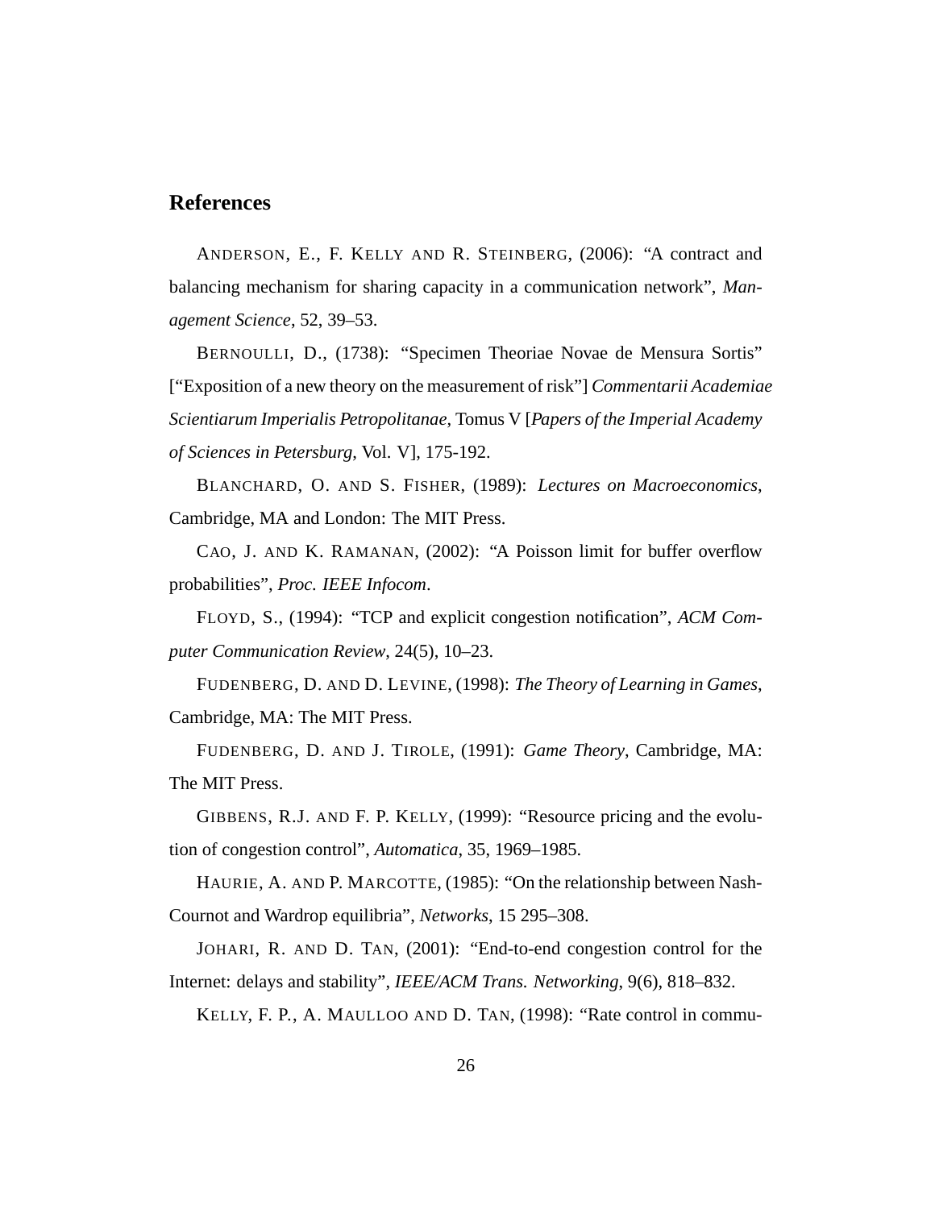## References

ANDERSON, E., F. KELLY AND R. STEINBERG, (2006): "A contract and balancing mechanism for sharing capacity in a communication network", *Management Science*, 52, 39–53.

BERNOULLI, D., (1738): "Specimen Theoriae Novae de Mensura Sortis" ["Exposition of a new theory on the measurement of risk"] *Commentarii Academiae Scientiarum Imperialis Petropolitanae*, Tomus V [*Papers of the Imperial Academy of Sciences in Petersburg*, Vol. V], 175-192.

BLANCHARD, O. AND S. FISHER, (1989): *Lectures on Macroeconomics*, Cambridge, MA and London: The MIT Press.

CAO, J. AND K. RAMANAN, (2002): "A Poisson limit for buffer overflow probabilities", *Proc. IEEE Infocom*.

FLOYD, S., (1994): "TCP and explicit congestion notification", *ACM Computer Communication Review*, 24(5), 10–23.

FUDENBERG, D. AND D. LEVINE, (1998): *The Theory of Learning in Games*, Cambridge, MA: The MIT Press.

FUDENBERG, D. AND J. TIROLE, (1991): *Game Theory*, Cambridge, MA: The MIT Press.

GIBBENS, R.J. AND F. P. KELLY, (1999): "Resource pricing and the evolution of congestion control", *Automatica*, 35, 1969–1985.

HAURIE, A. AND P. MARCOTTE, (1985): "On the relationship between Nash-Cournot and Wardrop equilibria", *Networks*, 15 295–308.

JOHARI, R. AND D. TAN, (2001): "End-to-end congestion control for the Internet: delays and stability", *IEEE/ACM Trans. Networking*, 9(6), 818–832.

KELLY, F. P., A. MAULLOO AND D. TAN, (1998): "Rate control in commu-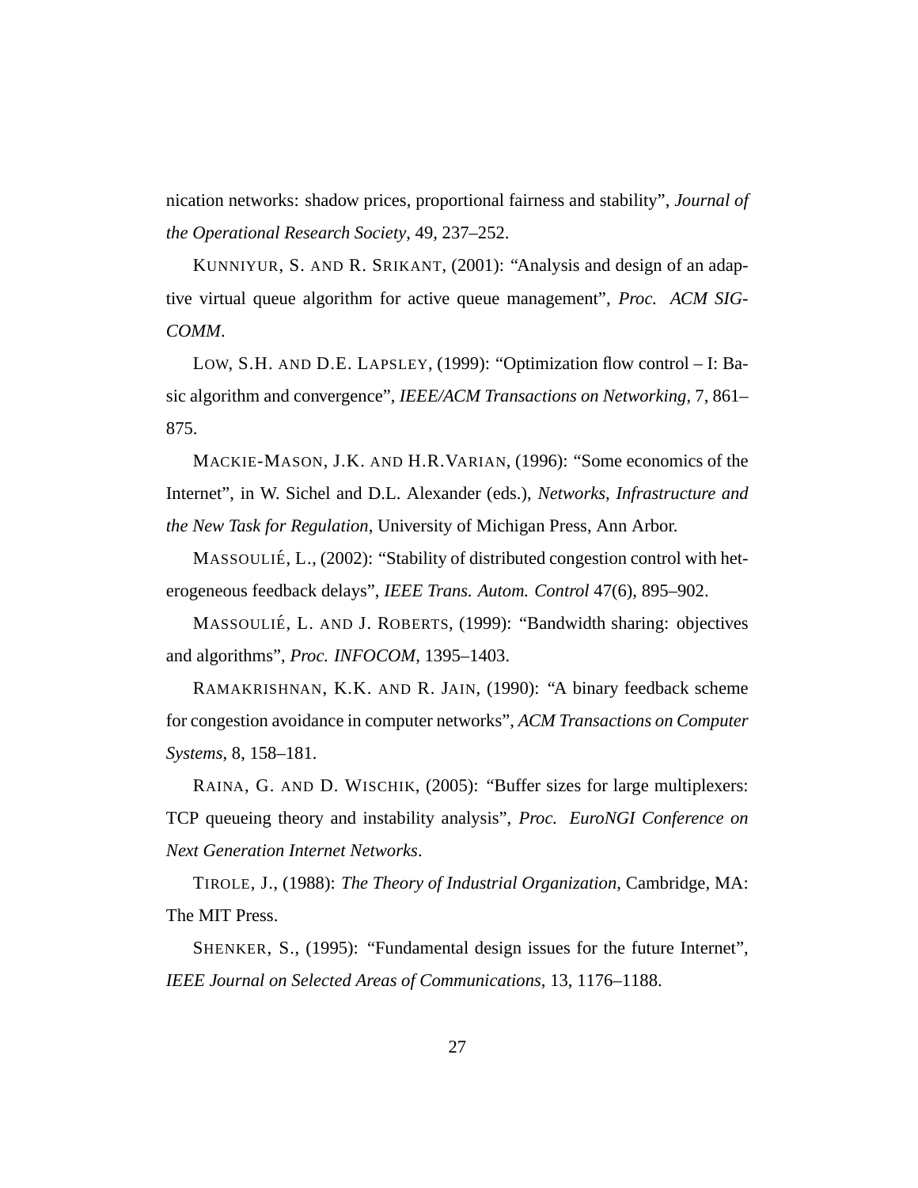nication networks: shadow prices, proportional fairness and stability", *Journal of the Operational Research Society*, 49, 237–252.

KUNNIYUR, S. AND R. SRIKANT, (2001): "Analysis and design of an adaptive virtual queue algorithm for active queue management", *Proc. ACM SIGCOMM*.

LOW, S.H. AND D.E. LAPSLEY, (1999): "Optimization flow control – I: Basic algorithm and convergence", *IEEE/ACM Transactions on Networking*, 7, 861–875.

MACKIE-MASON, J.K. AND H.R.VARIAN, (1996): "Some economics of the Internet", in W. Sichel and D.L. Alexander (eds.), *Networks, Infrastructure and the New Task for Regulation*, University of Michigan Press, Ann Arbor.

MASSOULIÉ, L., (2002): "Stability of distributed congestion control with heterogeneous feedback delays", *IEEE Trans. Autom. Control* 47(6), 895–902.

MASSOULIÉ, L. AND J. ROBERTS, (1999): "Bandwidth sharing: objectives and algorithms", *Proc. INFOCOM*, 1395–1403.

RAMAKRISHNAN, K.K. AND R. JAIN, (1990): "A binary feedback scheme for congestion avoidance in computer networks", *ACM Transactions on Computer Systems*, 8, 158–181.

RAINA, G. AND D. WISCHIK, (2005): "Buffer sizes for large multiplexers: TCP queueing theory and instability analysis", *Proc. EuroNGI Conference on Next Generation Internet Networks*.

TIROLE, J., (1988): *The Theory of Industrial Organization*, Cambridge, MA: The MIT Press.

SHENKER, S., (1995): "Fundamental design issues for the future Internet", *IEEE Journal on Selected Areas of Communications*, 13, 1176–1188.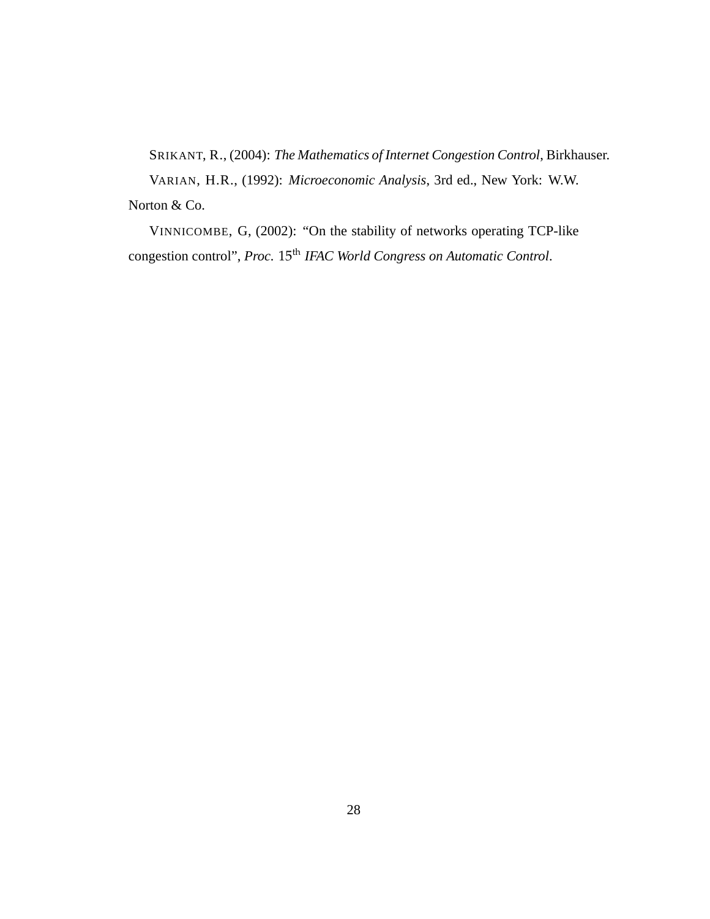SRIKANT, R., (2004): *The Mathematics of Internet Congestion Control*, Birkhauser.

VARIAN, H.R., (1992): *Microeconomic Analysis*, 3rd ed., New York: W.W. Norton & Co.

VINNICOMBE, G, (2002): "On the stability of networks operating TCP-like congestion control", *Proc.* 15th *IFAC World Congress on Automatic Control*.